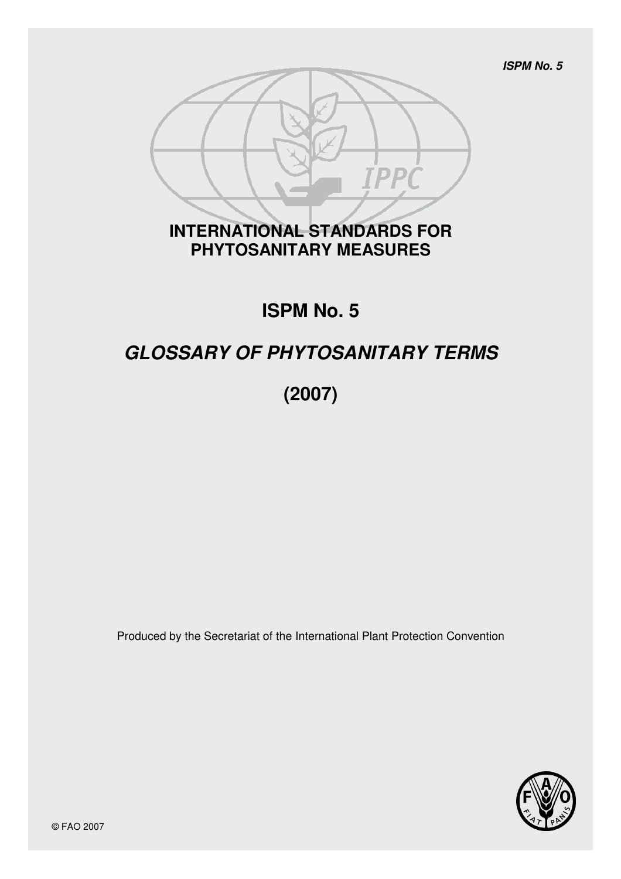ISPM No. 5

# INTERNATIONAL STANDARDS FOR PHYTOSANITARY MEASURES

# ISPM No. 5

## *GLOSSARY OF PHYTOSANITARY TERMS*

## (2007)

Produced by the Secretariat of the International Plant Protection Convention

© FAO 2007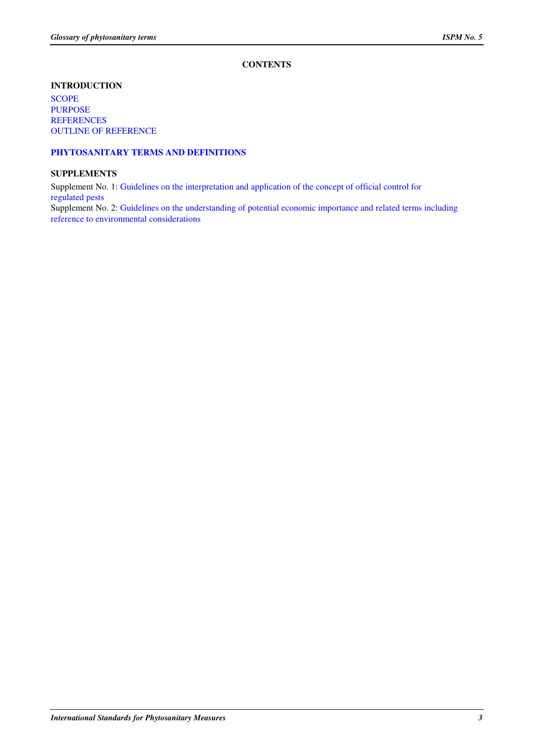# CONTENTS

**INTRODUCTION**

SCOPE
PURPOSE
REFERENCES
OUTLINE OF REFERENCE

**PHYTOSANITARY TERMS AND DEFINITIONS**

**SUPPLEMENTS**

Supplement No. 1: Guidelines on the interpretation and application of the concept of official control for regulated pests
Supplement No. 2: Guidelines on the understanding of potential economic importance and related terms including reference to environmental considerations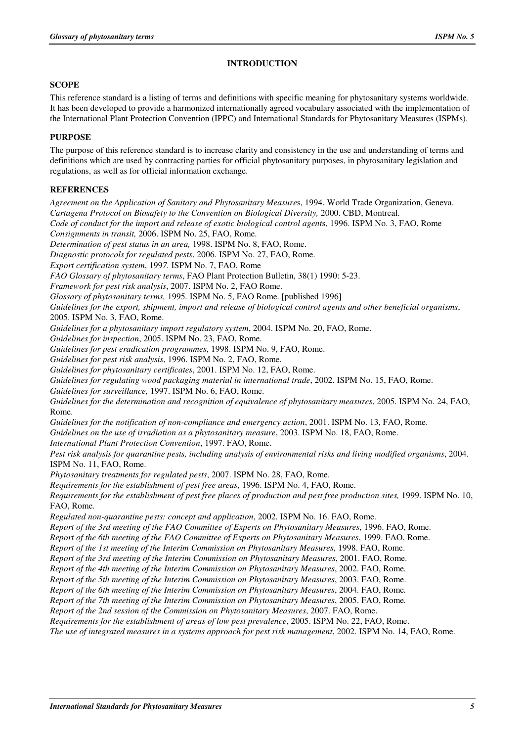# INTRODUCTION

## SCOPE

This reference standard is a listing of terms and definitions with specific meaning for phytosanitary systems worldwide. It has been developed to provide a harmonized internationally agreed vocabulary associated with the implementation of the International Plant Protection Convention (IPPC) and International Standards for Phytosanitary Measures (ISPMs).

## PURPOSE

The purpose of this reference standard is to increase clarity and consistency in the use and understanding of terms and definitions which are used by contracting parties for official phytosanitary purposes, in phytosanitary legislation and regulations, as well as for official information exchange.

## REFERENCES

*Agreement on the Application of Sanitary and Phytosanitary Measures*, 1994. World Trade Organization, Geneva.
*Cartagena Protocol on Biosafety to the Convention on Biological Diversity,* 2000. CBD, Montreal.
*Code of conduct for the import and release of exotic biological control agents*, 1996. ISPM No. 3, FAO, Rome
*Consignments in transit,* 2006. ISPM No. 25, FAO, Rome.
*Determination of pest status in an area,* 1998. ISPM No. 8, FAO, Rome.
*Diagnostic protocols for regulated pests*, 2006. ISPM No. 27, FAO, Rome.
*Export certification system*, 1997. ISPM No. 7, FAO, Rome
*FAO Glossary of phytosanitary terms*, FAO Plant Protection Bulletin, 38(1) 1990: 5-23.
*Framework for pest risk analysis*, 2007. ISPM No. 2, FAO Rome.
*Glossary of phytosanitary terms,* 1995. ISPM No. 5, FAO Rome. [published 1996]
*Guidelines for the export, shipment, import and release of biological control agents and other beneficial organisms*, 2005. ISPM No. 3, FAO, Rome.
*Guidelines for a phytosanitary import regulatory system*, 2004. ISPM No. 20, FAO, Rome.
*Guidelines for inspection*, 2005. ISPM No. 23, FAO, Rome.
*Guidelines for pest eradication programmes*, 1998. ISPM No. 9, FAO, Rome.
*Guidelines for pest risk analysis*, 1996. ISPM No. 2, FAO, Rome.
*Guidelines for phytosanitary certificates*, 2001. ISPM No. 12, FAO, Rome.
*Guidelines for regulating wood packaging material in international trade*, 2002. ISPM No. 15, FAO, Rome.
*Guidelines for surveillance,* 1997. ISPM No. 6, FAO, Rome.
*Guidelines for the determination and recognition of equivalence of phytosanitary measures*, 2005. ISPM No. 24, FAO, Rome.
*Guidelines for the notification of non-compliance and emergency action*, 2001. ISPM No. 13, FAO, Rome.
*Guidelines on the use of irradiation as a phytosanitary measure*, 2003. ISPM No. 18, FAO, Rome.
*International Plant Protection Convention*, 1997. FAO, Rome.
*Pest risk analysis for quarantine pests, including analysis of environmental risks and living modified organisms*, 2004. ISPM No. 11, FAO, Rome.
*Phytosanitary treatments for regulated pests*, 2007. ISPM No. 28, FAO, Rome.
*Requirements for the establishment of pest free areas*, 1996. ISPM No. 4, FAO, Rome.
*Requirements for the establishment of pest free places of production and pest free production sites,* 1999. ISPM No. 10, FAO, Rome.
*Regulated non-quarantine pests: concept and application*, 2002. ISPM No. 16. FAO, Rome.
*Report of the 3rd meeting of the FAO Committee of Experts on Phytosanitary Measures*, 1996. FAO, Rome.
*Report of the 6th meeting of the FAO Committee of Experts on Phytosanitary Measures*, 1999. FAO, Rome.
*Report of the 1st meeting of the Interim Commission on Phytosanitary Measures*, 1998. FAO, Rome.
*Report of the 3rd meeting of the Interim Commission on Phytosanitary Measures*, 2001. FAO, Rome.
*Report of the 4th meeting of the Interim Commission on Phytosanitary Measures*, 2002. FAO, Rome.
*Report of the 5th meeting of the Interim Commission on Phytosanitary Measures*, 2003. FAO, Rome.
*Report of the 6th meeting of the Interim Commission on Phytosanitary Measures*, 2004. FAO, Rome.
*Report of the 7th meeting of the Interim Commission on Phytosanitary Measures*, 2005. FAO, Rome.
*Report of the 2nd session of the Commission on Phytosanitary Measures*, 2007. FAO, Rome.
*Requirements for the establishment of areas of low pest prevalence*, 2005. ISPM No. 22, FAO, Rome.
*The use of integrated measures in a systems approach for pest risk management*, 2002. ISPM No. 14, FAO, Rome.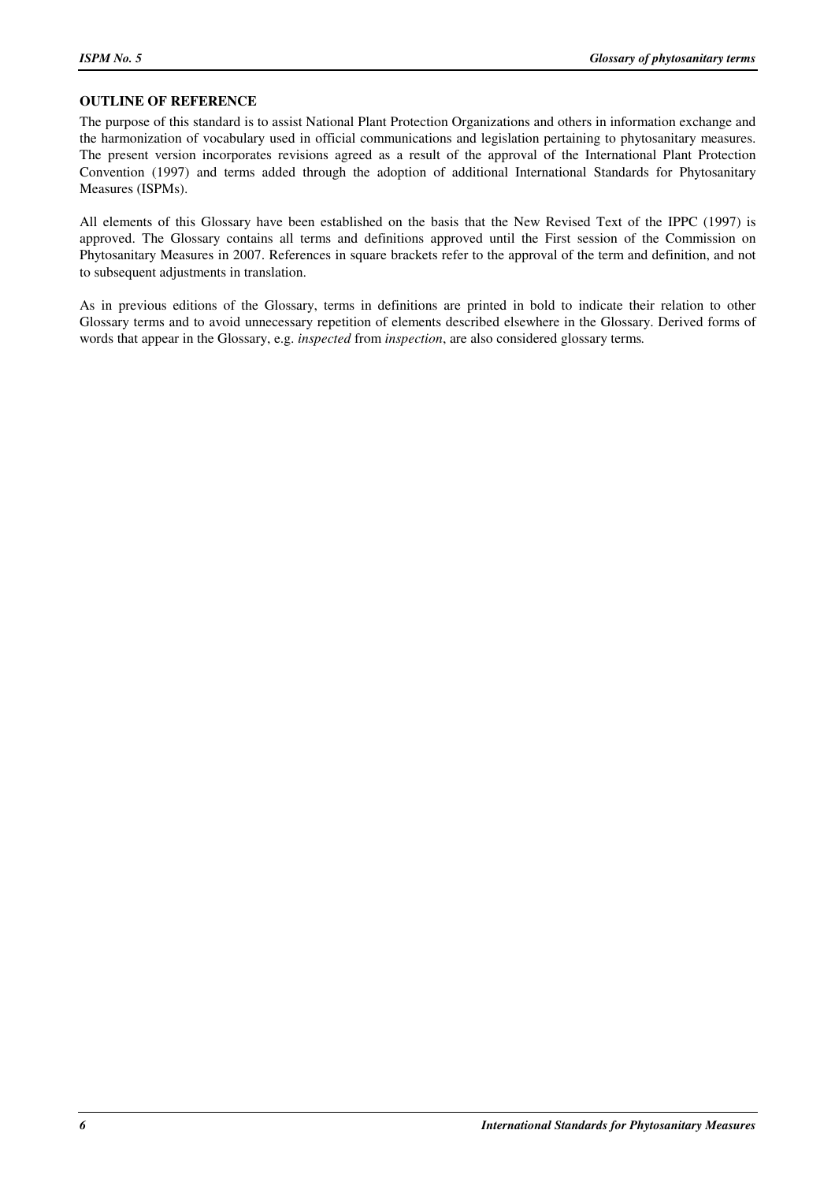## OUTLINE OF REFERENCE

The purpose of this standard is to assist National Plant Protection Organizations and others in information exchange and the harmonization of vocabulary used in official communications and legislation pertaining to phytosanitary measures. The present version incorporates revisions agreed as a result of the approval of the International Plant Protection Convention (1997) and terms added through the adoption of additional International Standards for Phytosanitary Measures (ISPMs).

All elements of this Glossary have been established on the basis that the New Revised Text of the IPPC (1997) is approved. The Glossary contains all terms and definitions approved until the First session of the Commission on Phytosanitary Measures in 2007. References in square brackets refer to the approval of the term and definition, and not to subsequent adjustments in translation.

As in previous editions of the Glossary, terms in definitions are printed in bold to indicate their relation to other Glossary terms and to avoid unnecessary repetition of elements described elsewhere in the Glossary. Derived forms of words that appear in the Glossary, e.g. *inspected* from *inspection*, are also considered glossary terms.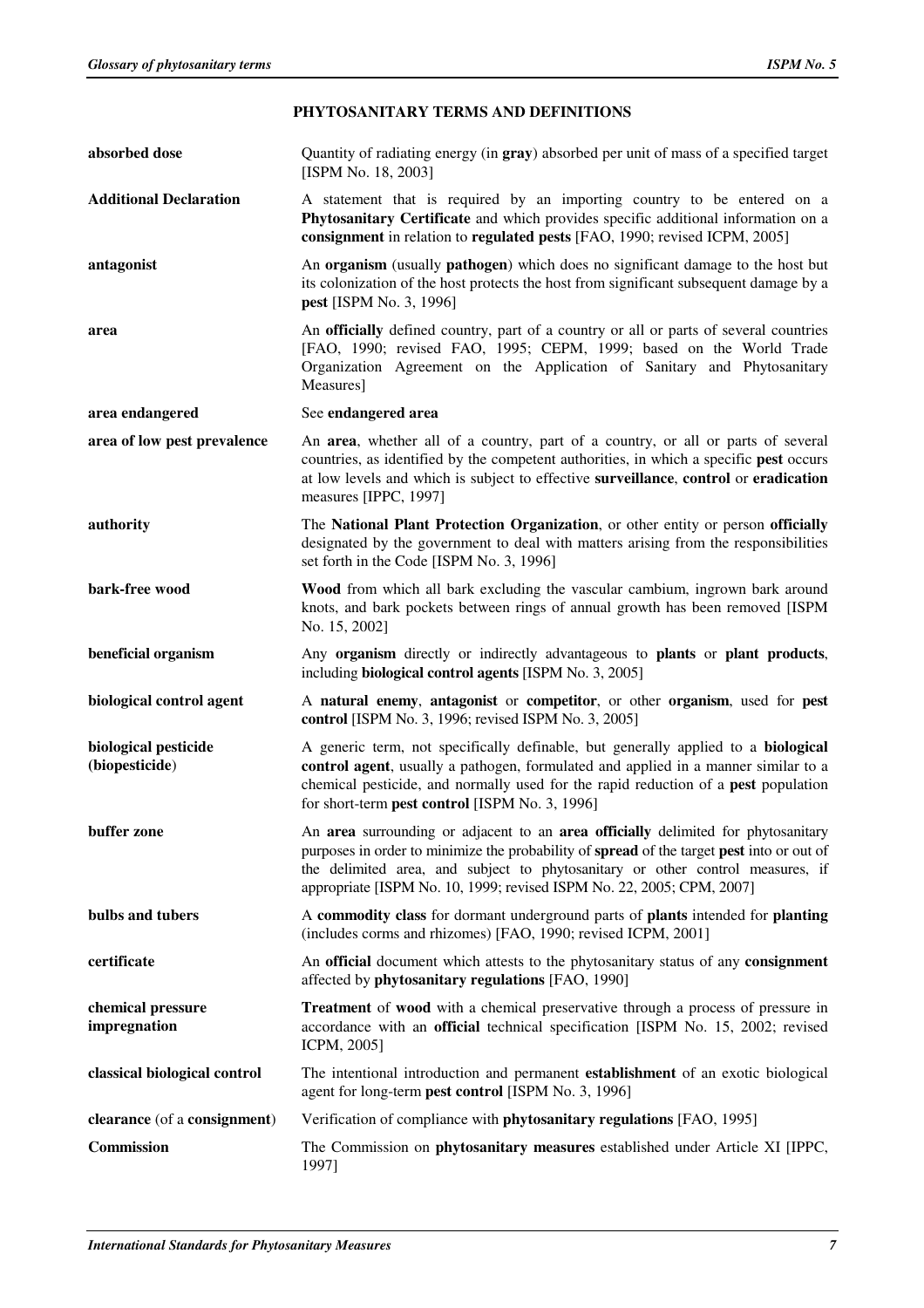## PHYTOSANITARY TERMS AND DEFINITIONS

| | |
|---|---|
| **absorbed dose** | Quantity of radiating energy (in **gray**) absorbed per unit of mass of a specified target [ISPM No. 18, 2003] |
| **Additional Declaration** | A statement that is required by an importing country to be entered on a **Phytosanitary Certificate** and which provides specific additional information on a **consignment** in relation to **regulated pests** [FAO, 1990; revised ICPM, 2005] |
| **antagonist** | An **organism** (usually **pathogen**) which does no significant damage to the host but its colonization of the host protects the host from significant subsequent damage by a **pest** [ISPM No. 3, 1996] |
| **area** | An **officially** defined country, part of a country or all or parts of several countries [FAO, 1990; revised FAO, 1995; CEPM, 1999; based on the World Trade Organization Agreement on the Application of Sanitary and Phytosanitary Measures] |
| **area endangered** | See **endangered area** |
| **area of low pest prevalence** | An **area**, whether all of a country, part of a country, or all or parts of several countries, as identified by the competent authorities, in which a specific **pest** occurs at low levels and which is subject to effective **surveillance**, **control** or **eradication** measures [IPPC, 1997] |
| **authority** | The **National Plant Protection Organization**, or other entity or person **officially** designated by the government to deal with matters arising from the responsibilities set forth in the Code [ISPM No. 3, 1996] |
| **bark-free wood** | **Wood** from which all bark excluding the vascular cambium, ingrown bark around knots, and bark pockets between rings of annual growth has been removed [ISPM No. 15, 2002] |
| **beneficial organism** | Any **organism** directly or indirectly advantageous to **plants** or **plant products**, including **biological control agents** [ISPM No. 3, 2005] |
| **biological control agent** | A **natural enemy**, **antagonist** or **competitor**, or other **organism**, used for **pest control** [ISPM No. 3, 1996; revised ISPM No. 3, 2005] |
| **biological pesticide (biopesticide)** | A generic term, not specifically definable, but generally applied to a **biological control agent**, usually a pathogen, formulated and applied in a manner similar to a chemical pesticide, and normally used for the rapid reduction of a **pest** population for short-term **pest control** [ISPM No. 3, 1996] |
| **buffer zone** | An **area** surrounding or adjacent to an **area officially** delimited for phytosanitary purposes in order to minimize the probability of **spread** of the target **pest** into or out of the delimited area, and subject to phytosanitary or other control measures, if appropriate [ISPM No. 10, 1999; revised ISPM No. 22, 2005; CPM, 2007] |
| **bulbs and tubers** | A **commodity class** for dormant underground parts of **plants** intended for **planting** (includes corms and rhizomes) [FAO, 1990; revised ICPM, 2001] |
| **certificate** | An **official** document which attests to the phytosanitary status of any **consignment** affected by **phytosanitary regulations** [FAO, 1990] |
| **chemical pressure impregnation** | **Treatment** of **wood** with a chemical preservative through a process of pressure in accordance with an **official** technical specification [ISPM No. 15, 2002; revised ICPM, 2005] |
| **classical biological control** | The intentional introduction and permanent **establishment** of an exotic biological agent for long-term **pest control** [ISPM No. 3, 1996] |
| **clearance** (of a **consignment**) | Verification of compliance with **phytosanitary regulations** [FAO, 1995] |
| **Commission** | The Commission on **phytosanitary measures** established under Article XI [IPPC, 1997] |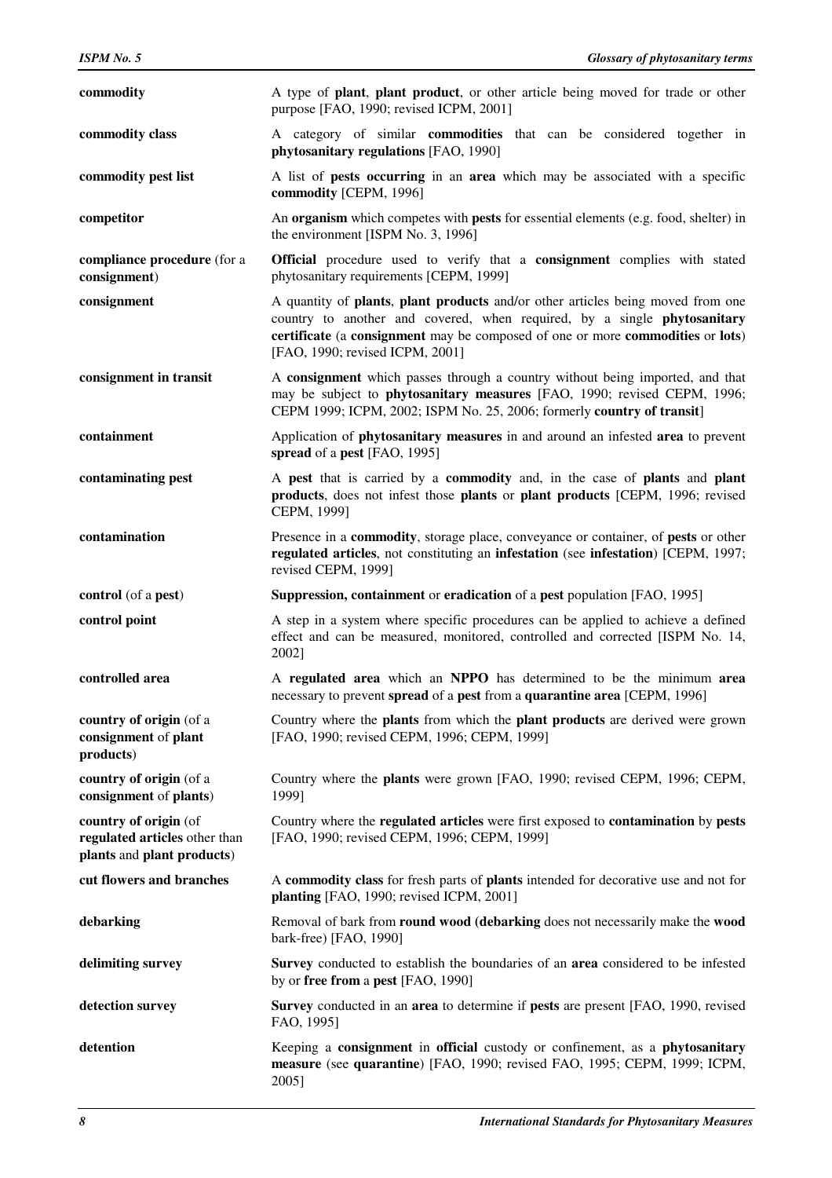| | |
|---|---|
| **commodity** | A type of **plant**, **plant product**, or other article being moved for trade or other purpose [FAO, 1990; revised ICPM, 2001] |
| **commodity class** | A category of similar **commodities** that can be considered together in **phytosanitary regulations** [FAO, 1990] |
| **commodity pest list** | A list of **pests occurring** in an **area** which may be associated with a specific **commodity** [CEPM, 1996] |
| **competitor** | An **organism** which competes with **pests** for essential elements (e.g. food, shelter) in the environment [ISPM No. 3, 1996] |
| **compliance procedure** (for a **consignment**) | **Official** procedure used to verify that a **consignment** complies with stated phytosanitary requirements [CEPM, 1999] |
| **consignment** | A quantity of **plants**, **plant products** and/or other articles being moved from one country to another and covered, when required, by a single **phytosanitary certificate** (a **consignment** may be composed of one or more **commodities** or **lots**) [FAO, 1990; revised ICPM, 2001] |
| **consignment in transit** | A **consignment** which passes through a country without being imported, and that may be subject to **phytosanitary measures** [FAO, 1990; revised CEPM, 1996; CEPM 1999; ICPM, 2002; ISPM No. 25, 2006; formerly **country of transit**] |
| **containment** | Application of **phytosanitary measures** in and around an infested **area** to prevent **spread** of a **pest** [FAO, 1995] |
| **contaminating pest** | A **pest** that is carried by a **commodity** and, in the case of **plants** and **plant products**, does not infest those **plants** or **plant products** [CEPM, 1996; revised CEPM, 1999] |
| **contamination** | Presence in a **commodity**, storage place, conveyance or container, of **pests** or other **regulated articles**, not constituting an **infestation** (see **infestation**) [CEPM, 1997; revised CEPM, 1999] |
| **control** (of a **pest**) | **Suppression, containment** or **eradication** of a **pest** population [FAO, 1995] |
| **control point** | A step in a system where specific procedures can be applied to achieve a defined effect and can be measured, monitored, controlled and corrected [ISPM No. 14, 2002] |
| **controlled area** | A **regulated area** which an **NPPO** has determined to be the minimum **area** necessary to prevent **spread** of a **pest** from a **quarantine area** [CEPM, 1996] |
| **country of origin** (of a **consignment** of **plant products**) | Country where the **plants** from which the **plant products** are derived were grown [FAO, 1990; revised CEPM, 1996; CEPM, 1999] |
| **country of origin** (of a **consignment** of **plants**) | Country where the **plants** were grown [FAO, 1990; revised CEPM, 1996; CEPM, 1999] |
| **country of origin** (of **regulated articles** other than **plants** and **plant products**) | Country where the **regulated articles** were first exposed to **contamination** by **pests** [FAO, 1990; revised CEPM, 1996; CEPM, 1999] |
| **cut flowers and branches** | A **commodity class** for fresh parts of **plants** intended for decorative use and not for **planting** [FAO, 1990; revised ICPM, 2001] |
| **debarking** | Removal of bark from **round wood (debarking** does not necessarily make the **wood** bark-free) [FAO, 1990] |
| **delimiting survey** | **Survey** conducted to establish the boundaries of an **area** considered to be infested by or **free from** a **pest** [FAO, 1990] |
| **detection survey** | **Survey** conducted in an **area** to determine if **pests** are present [FAO, 1990, revised FAO, 1995] |
| **detention** | Keeping a **consignment** in **official** custody or confinement, as a **phytosanitary measure** (see **quarantine**) [FAO, 1990; revised FAO, 1995; CEPM, 1999; ICPM, 2005] |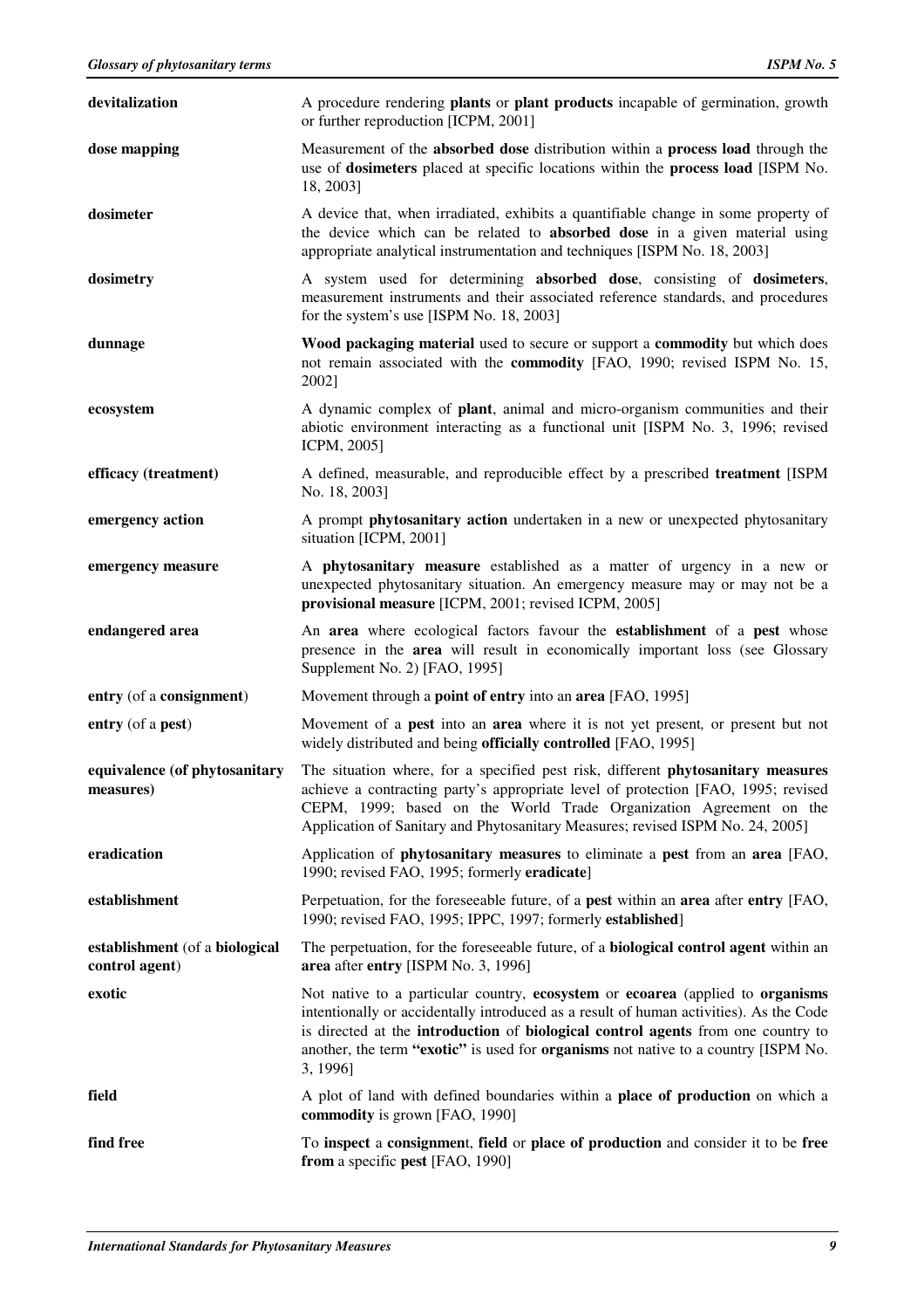| | |
|---|---|
| **devitalization** | A procedure rendering **plants** or **plant products** incapable of germination, growth or further reproduction [ICPM, 2001] |
| **dose mapping** | Measurement of the **absorbed dose** distribution within a **process load** through the use of **dosimeters** placed at specific locations within the **process load** [ISPM No. 18, 2003] |
| **dosimeter** | A device that, when irradiated, exhibits a quantifiable change in some property of the device which can be related to **absorbed dose** in a given material using appropriate analytical instrumentation and techniques [ISPM No. 18, 2003] |
| **dosimetry** | A system used for determining **absorbed dose**, consisting of **dosimeters**, measurement instruments and their associated reference standards, and procedures for the system's use [ISPM No. 18, 2003] |
| **dunnage** | **Wood packaging material** used to secure or support a **commodity** but which does not remain associated with the **commodity** [FAO, 1990; revised ISPM No. 15, 2002] |
| **ecosystem** | A dynamic complex of **plant**, animal and micro-organism communities and their abiotic environment interacting as a functional unit [ISPM No. 3, 1996; revised ICPM, 2005] |
| **efficacy (treatment)** | A defined, measurable, and reproducible effect by a prescribed **treatment** [ISPM No. 18, 2003] |
| **emergency action** | A prompt **phytosanitary action** undertaken in a new or unexpected phytosanitary situation [ICPM, 2001] |
| **emergency measure** | A **phytosanitary measure** established as a matter of urgency in a new or unexpected phytosanitary situation. An emergency measure may or may not be a **provisional measure** [ICPM, 2001; revised ICPM, 2005] |
| **endangered area** | An **area** where ecological factors favour the **establishment** of a **pest** whose presence in the **area** will result in economically important loss (see Glossary Supplement No. 2) [FAO, 1995] |
| **entry** (of a **consignment**) | Movement through a **point of entry** into an **area** [FAO, 1995] |
| **entry** (of a **pest**) | Movement of a **pest** into an **area** where it is not yet present, or present but not widely distributed and being **officially controlled** [FAO, 1995] |
| **equivalence (of phytosanitary measures)** | The situation where, for a specified pest risk, different **phytosanitary measures** achieve a contracting party's appropriate level of protection [FAO, 1995; revised CEPM, 1999; based on the World Trade Organization Agreement on the Application of Sanitary and Phytosanitary Measures; revised ISPM No. 24, 2005] |
| **eradication** | Application of **phytosanitary measures** to eliminate a **pest** from an **area** [FAO, 1990; revised FAO, 1995; formerly **eradicate**] |
| **establishment** | Perpetuation, for the foreseeable future, of a **pest** within an **area** after **entry** [FAO, 1990; revised FAO, 1995; IPPC, 1997; formerly **established**] |
| **establishment** (of a **biological control agent**) | The perpetuation, for the foreseeable future, of a **biological control agent** within an **area** after **entry** [ISPM No. 3, 1996] |
| **exotic** | Not native to a particular country, **ecosystem** or **ecoarea** (applied to **organisms** intentionally or accidentally introduced as a result of human activities). As the Code is directed at the **introduction** of **biological control agents** from one country to another, the term **"exotic"** is used for **organisms** not native to a country [ISPM No. 3, 1996] |
| **field** | A plot of land with defined boundaries within a **place of production** on which a **commodity** is grown [FAO, 1990] |
| **find free** | To **inspect** a **consignment**, **field** or **place of production** and consider it to be **free from** a specific **pest** [FAO, 1990] |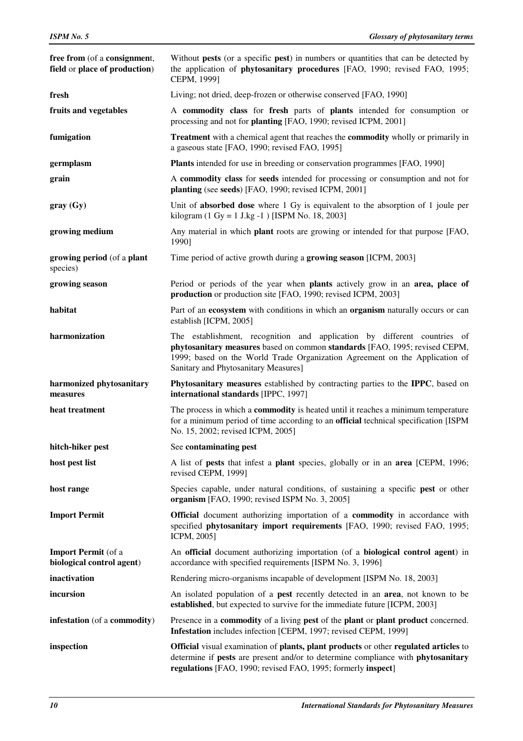| | |
|---|---|
| **free from** (of a **consignment**, **field** or **place of production**) | Without **pests** (or a specific **pest**) in numbers or quantities that can be detected by the application of **phytosanitary procedures** [FAO, 1990; revised FAO, 1995; CEPM, 1999] |
| **fresh** | Living; not dried, deep-frozen or otherwise conserved [FAO, 1990] |
| **fruits and vegetables** | A **commodity class** for **fresh** parts of **plants** intended for consumption or processing and not for **planting** [FAO, 1990; revised ICPM, 2001] |
| **fumigation** | **Treatment** with a chemical agent that reaches the **commodity** wholly or primarily in a gaseous state [FAO, 1990; revised FAO, 1995] |
| **germplasm** | **Plants** intended for use in breeding or conservation programmes [FAO, 1990] |
| **grain** | A **commodity class** for **seeds** intended for processing or consumption and not for **planting** (see **seeds**) [FAO, 1990; revised ICPM, 2001] |
| **gray (Gy)** | Unit of **absorbed dose** where 1 Gy is equivalent to the absorption of 1 joule per kilogram (1 Gy = 1 J.kg -1 ) [ISPM No. 18, 2003] |
| **growing medium** | Any material in which **plant** roots are growing or intended for that purpose [FAO, 1990] |
| **growing period** (of a **plant** species) | Time period of active growth during a **growing season** [ICPM, 2003] |
| **growing season** | Period or periods of the year when **plants** actively grow in an **area, place of production** or production site [FAO, 1990; revised ICPM, 2003] |
| **habitat** | Part of an **ecosystem** with conditions in which an **organism** naturally occurs or can establish [ICPM, 2005] |
| **harmonization** | The establishment, recognition and application by different countries of **phytosanitary measures** based on common **standards** [FAO, 1995; revised CEPM, 1999; based on the World Trade Organization Agreement on the Application of Sanitary and Phytosanitary Measures] |
| **harmonized phytosanitary measures** | **Phytosanitary measures** established by contracting parties to the **IPPC**, based on **international standards** [IPPC, 1997] |
| **heat treatment** | The process in which a **commodity** is heated until it reaches a minimum temperature for a minimum period of time according to an **official** technical specification [ISPM No. 15, 2002; revised ICPM, 2005] |
| **hitch-hiker pest** | See **contaminating pest** |
| **host pest list** | A list of **pests** that infest a **plant** species, globally or in an **area** [CEPM, 1996; revised CEPM, 1999] |
| **host range** | Species capable, under natural conditions, of sustaining a specific **pest** or other **organism** [FAO, 1990; revised ISPM No. 3, 2005] |
| **Import Permit** | **Official** document authorizing importation of a **commodity** in accordance with specified **phytosanitary import requirements** [FAO, 1990; revised FAO, 1995; ICPM, 2005] |
| **Import Permit** (of a **biological control agent**) | An **official** document authorizing importation (of a **biological control agent**) in accordance with specified requirements [ISPM No. 3, 1996] |
| **inactivation** | Rendering micro-organisms incapable of development [ISPM No. 18, 2003] |
| **incursion** | An isolated population of a **pest** recently detected in an **area**, not known to be **established**, but expected to survive for the immediate future [ICPM, 2003] |
| **infestation** (of a **commodity**) | Presence in a **commodity** of a living **pest** of the **plant** or **plant product** concerned. **Infestation** includes infection [CEPM, 1997; revised CEPM, 1999] |
| **inspection** | **Official** visual examination of **plants, plant products** or other **regulated articles** to determine if **pests** are present and/or to determine compliance with **phytosanitary regulations** [FAO, 1990; revised FAO, 1995; formerly **inspect**] |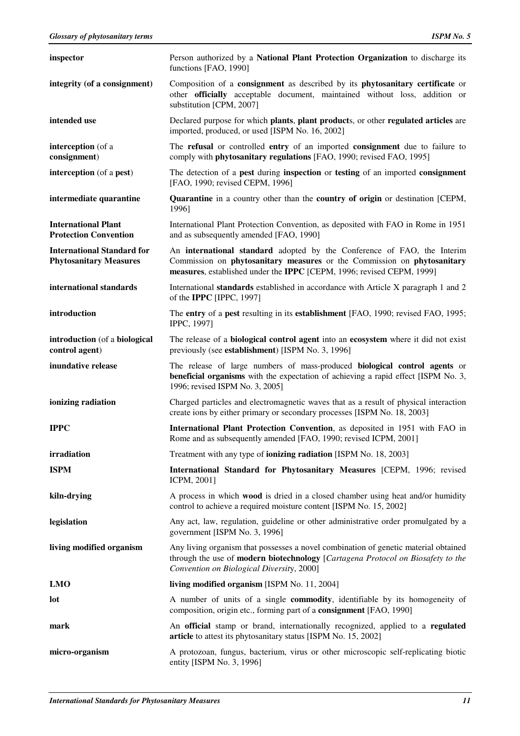| | |
|---|---|
| **inspector** | Person authorized by a **National Plant Protection Organization** to discharge its functions [FAO, 1990] |
| **integrity (of a consignment)** | Composition of a **consignment** as described by its **phytosanitary certificate** or other **officially** acceptable document, maintained without loss, addition or substitution [CPM, 2007] |
| **intended use** | Declared purpose for which **plants**, **plant product**s, or other **regulated articles** are imported, produced, or used [ISPM No. 16, 2002] |
| **interception** (of a **consignment**) | The **refusal** or controlled **entry** of an imported **consignment** due to failure to comply with **phytosanitary regulations** [FAO, 1990; revised FAO, 1995] |
| **interception** (of a **pest**) | The detection of a **pest** during **inspection** or **testing** of an imported **consignment** [FAO, 1990; revised CEPM, 1996] |
| **intermediate quarantine** | **Quarantine** in a country other than the **country of origin** or destination [CEPM, 1996] |
| **International Plant Protection Convention** | International Plant Protection Convention, as deposited with FAO in Rome in 1951 and as subsequently amended [FAO, 1990] |
| **International Standard for Phytosanitary Measures** | An **international standard** adopted by the Conference of FAO, the Interim Commission on **phytosanitary measures** or the Commission on **phytosanitary measures**, established under the **IPPC** [CEPM, 1996; revised CEPM, 1999] |
| **international standards** | International **standards** established in accordance with Article X paragraph 1 and 2 of the **IPPC** [IPPC, 1997] |
| **introduction** | The **entry** of a **pest** resulting in its **establishment** [FAO, 1990; revised FAO, 1995; IPPC, 1997] |
| **introduction** (of a **biological control agent**) | The release of a **biological control agent** into an **ecosystem** where it did not exist previously (see **establishment**) [ISPM No. 3, 1996] |
| **inundative release** | The release of large numbers of mass-produced **biological control agents** or **beneficial organisms** with the expectation of achieving a rapid effect [ISPM No. 3, 1996; revised ISPM No. 3, 2005] |
| **ionizing radiation** | Charged particles and electromagnetic waves that as a result of physical interaction create ions by either primary or secondary processes [ISPM No. 18, 2003] |
| **IPPC** | **International Plant Protection Convention**, as deposited in 1951 with FAO in Rome and as subsequently amended [FAO, 1990; revised ICPM, 2001] |
| **irradiation** | Treatment with any type of **ionizing radiation** [ISPM No. 18, 2003] |
| **ISPM** | **International Standard for Phytosanitary Measures** [CEPM, 1996; revised ICPM, 2001] |
| **kiln-drying** | A process in which **wood** is dried in a closed chamber using heat and/or humidity control to achieve a required moisture content [ISPM No. 15, 2002] |
| **legislation** | Any act, law, regulation, guideline or other administrative order promulgated by a government [ISPM No. 3, 1996] |
| **living modified organism** | Any living organism that possesses a novel combination of genetic material obtained through the use of **modern biotechnology** [*Cartagena Protocol on Biosafety to the Convention on Biological Diversity*, 2000] |
| **LMO** | **living modified organism** [ISPM No. 11, 2004] |
| **lot** | A number of units of a single **commodity**, identifiable by its homogeneity of composition, origin etc., forming part of a **consignment** [FAO, 1990] |
| **mark** | An **official** stamp or brand, internationally recognized, applied to a **regulated article** to attest its phytosanitary status [ISPM No. 15, 2002] |
| **micro-organism** | A protozoan, fungus, bacterium, virus or other microscopic self-replicating biotic entity [ISPM No. 3, 1996] |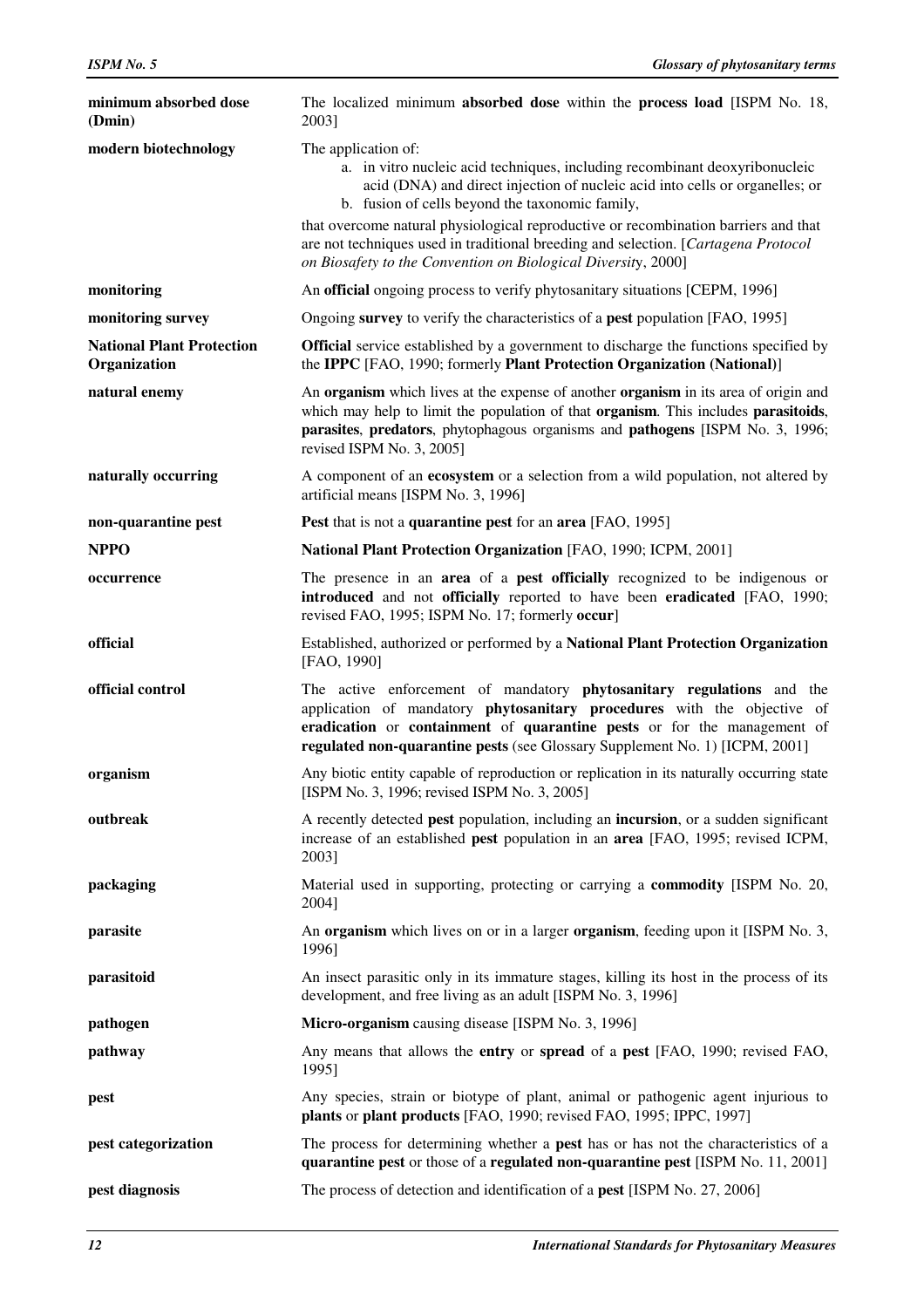| | |
|---|---|
| **minimum absorbed dose (Dmin)** | The localized minimum **absorbed dose** within the **process load** [ISPM No. 18, 2003] |
| **modern biotechnology** | The application of: a. in vitro nucleic acid techniques, including recombinant deoxyribonucleic acid (DNA) and direct injection of nucleic acid into cells or organelles; or b. fusion of cells beyond the taxonomic family, that overcome natural physiological reproductive or recombination barriers and that are not techniques used in traditional breeding and selection. [*Cartagena Protocol on Biosafety to the Convention on Biological Diversity*, 2000] |
| **monitoring** | An **official** ongoing process to verify phytosanitary situations [CEPM, 1996] |
| **monitoring survey** | Ongoing **survey** to verify the characteristics of a **pest** population [FAO, 1995] |
| **National Plant Protection Organization** | **Official** service established by a government to discharge the functions specified by the **IPPC** [FAO, 1990; formerly **Plant Protection Organization (National)**] |
| **natural enemy** | An **organism** which lives at the expense of another **organism** in its area of origin and which may help to limit the population of that **organism**. This includes **parasitoids**, **parasites**, **predators**, phytophagous organisms and **pathogens** [ISPM No. 3, 1996; revised ISPM No. 3, 2005] |
| **naturally occurring** | A component of an **ecosystem** or a selection from a wild population, not altered by artificial means [ISPM No. 3, 1996] |
| **non-quarantine pest** | **Pest** that is not a **quarantine pest** for an **area** [FAO, 1995] |
| **NPPO** | **National Plant Protection Organization** [FAO, 1990; ICPM, 2001] |
| **occurrence** | The presence in an **area** of a **pest officially** recognized to be indigenous or **introduced** and not **officially** reported to have been **eradicated** [FAO, 1990; revised FAO, 1995; ISPM No. 17; formerly **occur**] |
| **official** | Established, authorized or performed by a **National Plant Protection Organization** [FAO, 1990] |
| **official control** | The active enforcement of mandatory **phytosanitary regulations** and the application of mandatory **phytosanitary procedures** with the objective of **eradication** or **containment** of **quarantine pests** or for the management of **regulated non-quarantine pests** (see Glossary Supplement No. 1) [ICPM, 2001] |
| **organism** | Any biotic entity capable of reproduction or replication in its naturally occurring state [ISPM No. 3, 1996; revised ISPM No. 3, 2005] |
| **outbreak** | A recently detected **pest** population, including an **incursion**, or a sudden significant increase of an established **pest** population in an **area** [FAO, 1995; revised ICPM, 2003] |
| **packaging** | Material used in supporting, protecting or carrying a **commodity** [ISPM No. 20, 2004] |
| **parasite** | An **organism** which lives on or in a larger **organism**, feeding upon it [ISPM No. 3, 1996] |
| **parasitoid** | An insect parasitic only in its immature stages, killing its host in the process of its development, and free living as an adult [ISPM No. 3, 1996] |
| **pathogen** | **Micro-organism** causing disease [ISPM No. 3, 1996] |
| **pathway** | Any means that allows the **entry** or **spread** of a **pest** [FAO, 1990; revised FAO, 1995] |
| **pest** | Any species, strain or biotype of plant, animal or pathogenic agent injurious to **plants** or **plant products** [FAO, 1990; revised FAO, 1995; IPPC, 1997] |
| **pest categorization** | The process for determining whether a **pest** has or has not the characteristics of a **quarantine pest** or those of a **regulated non-quarantine pest** [ISPM No. 11, 2001] |
| **pest diagnosis** | The process of detection and identification of a **pest** [ISPM No. 27, 2006] |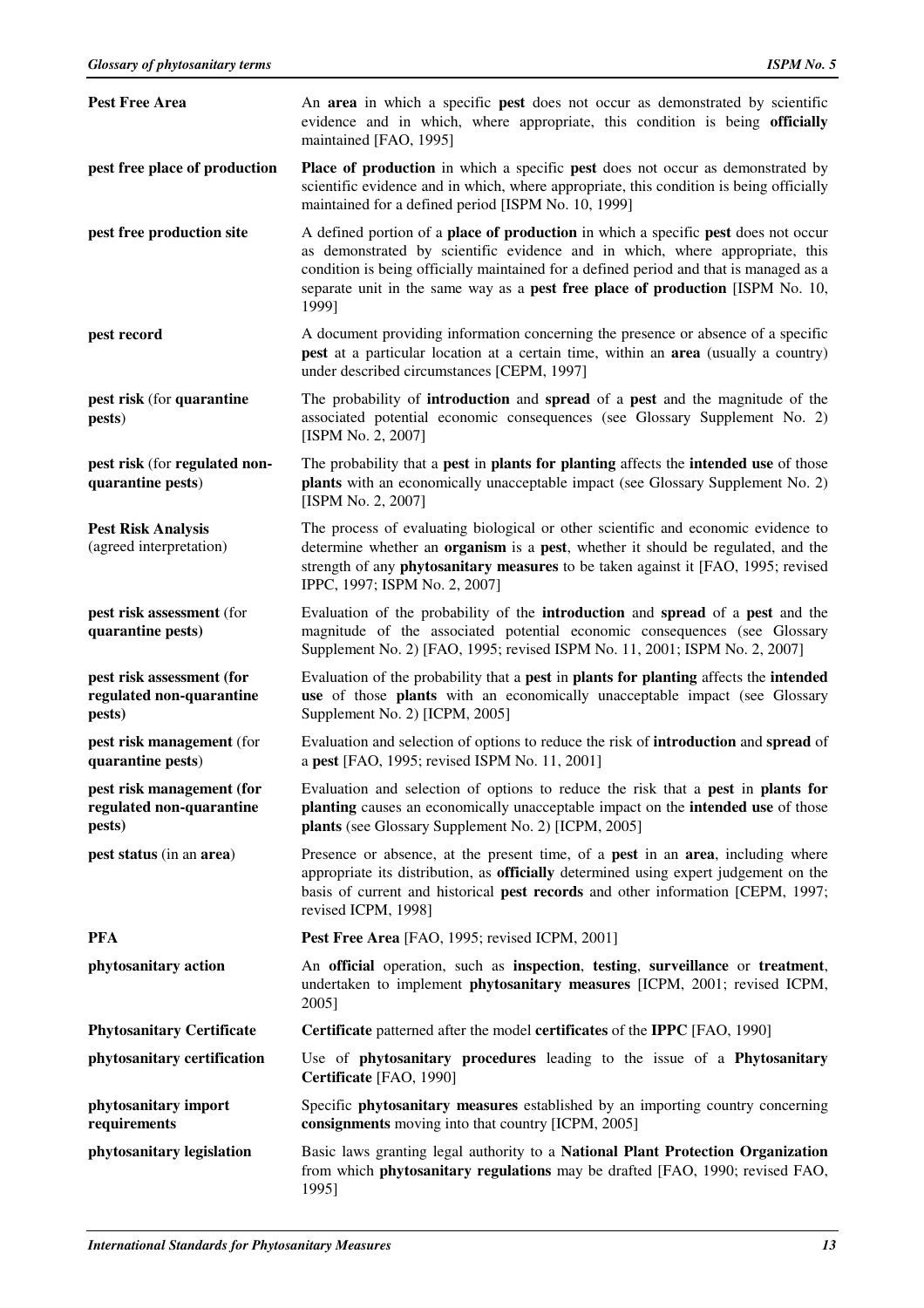| | |
|---|---|
| **Pest Free Area** | An **area** in which a specific **pest** does not occur as demonstrated by scientific evidence and in which, where appropriate, this condition is being **officially** maintained [FAO, 1995] |
| **pest free place of production** | **Place of production** in which a specific **pest** does not occur as demonstrated by scientific evidence and in which, where appropriate, this condition is being officially maintained for a defined period [ISPM No. 10, 1999] |
| **pest free production site** | A defined portion of a **place of production** in which a specific **pest** does not occur as demonstrated by scientific evidence and in which, where appropriate, this condition is being officially maintained for a defined period and that is managed as a separate unit in the same way as a **pest free place of production** [ISPM No. 10, 1999] |
| **pest record** | A document providing information concerning the presence or absence of a specific **pest** at a particular location at a certain time, within an **area** (usually a country) under described circumstances [CEPM, 1997] |
| **pest risk** (for **quarantine pests**) | The probability of **introduction** and **spread** of a **pest** and the magnitude of the associated potential economic consequences (see Glossary Supplement No. 2) [ISPM No. 2, 2007] |
| **pest risk** (for **regulated non-quarantine pests**) | The probability that a **pest** in **plants for planting** affects the **intended use** of those **plants** with an economically unacceptable impact (see Glossary Supplement No. 2) [ISPM No. 2, 2007] |
| **Pest Risk Analysis** (agreed interpretation) | The process of evaluating biological or other scientific and economic evidence to determine whether an **organism** is a **pest**, whether it should be regulated, and the strength of any **phytosanitary measures** to be taken against it [FAO, 1995; revised IPPC, 1997; ISPM No. 2, 2007] |
| **pest risk assessment** (for **quarantine pests**) | Evaluation of the probability of the **introduction** and **spread** of a **pest** and the magnitude of the associated potential economic consequences (see Glossary Supplement No. 2) [FAO, 1995; revised ISPM No. 11, 2001; ISPM No. 2, 2007] |
| **pest risk assessment (for regulated non-quarantine pests)** | Evaluation of the probability that a **pest** in **plants for planting** affects the **intended use** of those **plants** with an economically unacceptable impact (see Glossary Supplement No. 2) [ICPM, 2005] |
| **pest risk management** (for **quarantine pests**) | Evaluation and selection of options to reduce the risk of **introduction** and **spread** of a **pest** [FAO, 1995; revised ISPM No. 11, 2001] |
| **pest risk management (for regulated non-quarantine pests)** | Evaluation and selection of options to reduce the risk that a **pest** in **plants for planting** causes an economically unacceptable impact on the **intended use** of those **plants** (see Glossary Supplement No. 2) [ICPM, 2005] |
| **pest status** (in an **area**) | Presence or absence, at the present time, of a **pest** in an **area**, including where appropriate its distribution, as **officially** determined using expert judgement on the basis of current and historical **pest records** and other information [CEPM, 1997; revised ICPM, 1998] |
| **PFA** | **Pest Free Area** [FAO, 1995; revised ICPM, 2001] |
| **phytosanitary action** | An **official** operation, such as **inspection**, **testing**, **surveillance** or **treatment**, undertaken to implement **phytosanitary measures** [ICPM, 2001; revised ICPM, 2005] |
| **Phytosanitary Certificate** | **Certificate** patterned after the model **certificates** of the **IPPC** [FAO, 1990] |
| **phytosanitary certification** | Use of **phytosanitary procedures** leading to the issue of a **Phytosanitary Certificate** [FAO, 1990] |
| **phytosanitary import requirements** | Specific **phytosanitary measures** established by an importing country concerning **consignments** moving into that country [ICPM, 2005] |
| **phytosanitary legislation** | Basic laws granting legal authority to a **National Plant Protection Organization** from which **phytosanitary regulations** may be drafted [FAO, 1990; revised FAO, 1995] |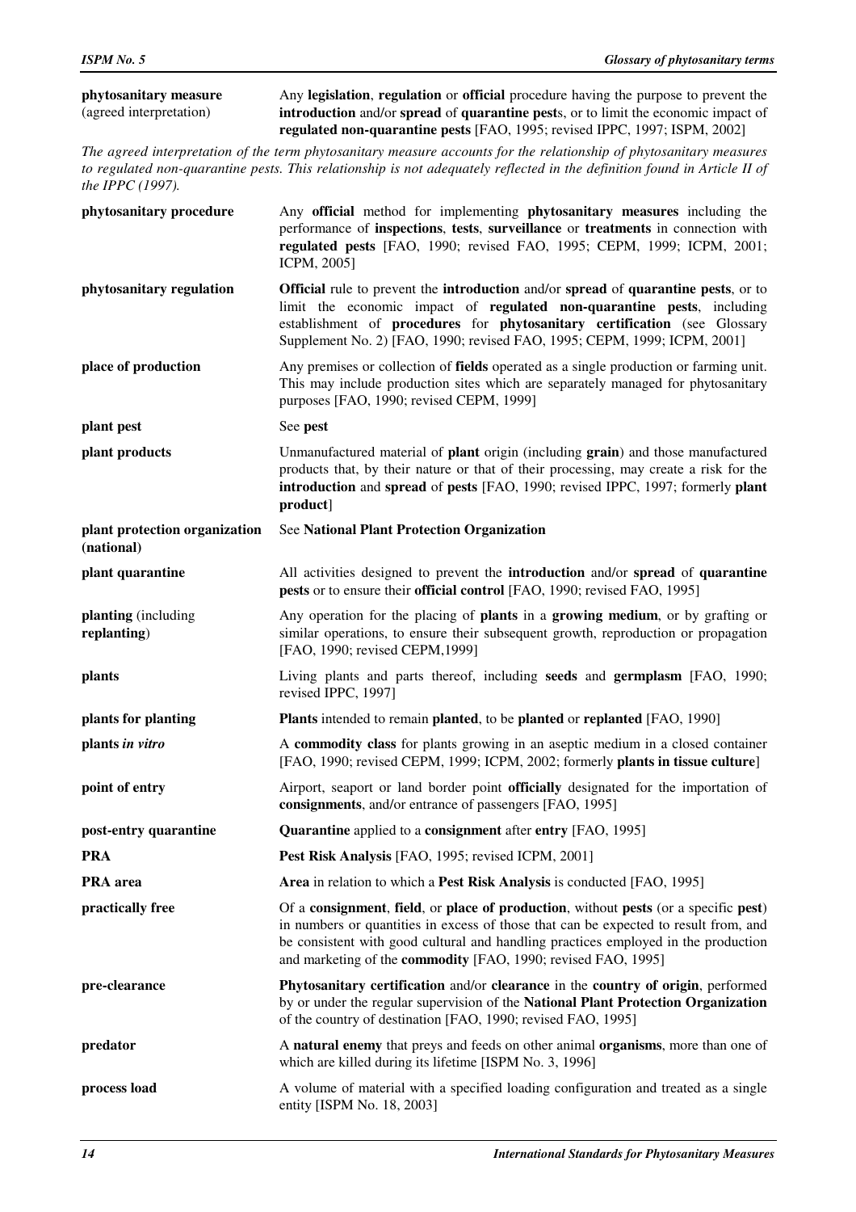| | |
|---|---|
| **phytosanitary measure** (agreed interpretation) | Any **legislation**, **regulation** or **official** procedure having the purpose to prevent the **introduction** and/or **spread** of **quarantine pest**s, or to limit the economic impact of **regulated non-quarantine pests** [FAO, 1995; revised IPPC, 1997; ISPM, 2002] |

*The agreed interpretation of the term phytosanitary measure accounts for the relationship of phytosanitary measures to regulated non-quarantine pests. This relationship is not adequately reflected in the definition found in Article II of the IPPC (1997).*

| | |
|---|---|
| **phytosanitary procedure** | Any **official** method for implementing **phytosanitary measures** including the performance of **inspections**, **tests**, **surveillance** or **treatments** in connection with **regulated pests** [FAO, 1990; revised FAO, 1995; CEPM, 1999; ICPM, 2001; ICPM, 2005] |
| **phytosanitary regulation** | **Official** rule to prevent the **introduction** and/or **spread** of **quarantine pests**, or to limit the economic impact of **regulated non-quarantine pests**, including establishment of **procedures** for **phytosanitary certification** (see Glossary Supplement No. 2) [FAO, 1990; revised FAO, 1995; CEPM, 1999; ICPM, 2001] |
| **place of production** | Any premises or collection of **fields** operated as a single production or farming unit. This may include production sites which are separately managed for phytosanitary purposes [FAO, 1990; revised CEPM, 1999] |
| **plant pest** | See **pest** |
| **plant products** | Unmanufactured material of **plant** origin (including **grain**) and those manufactured products that, by their nature or that of their processing, may create a risk for the **introduction** and **spread** of **pests** [FAO, 1990; revised IPPC, 1997; formerly **plant product**] |
| **plant protection organization (national)** | See **National Plant Protection Organization** |
| **plant quarantine** | All activities designed to prevent the **introduction** and/or **spread** of **quarantine pests** or to ensure their **official control** [FAO, 1990; revised FAO, 1995] |
| **planting** (including **replanting**) | Any operation for the placing of **plants** in a **growing medium**, or by grafting or similar operations, to ensure their subsequent growth, reproduction or propagation [FAO, 1990; revised CEPM,1999] |
| **plants** | Living plants and parts thereof, including **seeds** and **germplasm** [FAO, 1990; revised IPPC, 1997] |
| **plants for planting** | **Plants** intended to remain **planted**, to be **planted** or **replanted** [FAO, 1990] |
| **plants *in vitro*** | A **commodity class** for plants growing in an aseptic medium in a closed container [FAO, 1990; revised CEPM, 1999; ICPM, 2002; formerly **plants in tissue culture**] |
| **point of entry** | Airport, seaport or land border point **officially** designated for the importation of **consignments**, and/or entrance of passengers [FAO, 1995] |
| **post-entry quarantine** | **Quarantine** applied to a **consignment** after **entry** [FAO, 1995] |
| **PRA** | **Pest Risk Analysis** [FAO, 1995; revised ICPM, 2001] |
| **PRA area** | **Area** in relation to which a **Pest Risk Analysis** is conducted [FAO, 1995] |
| **practically free** | Of a **consignment**, **field**, or **place of production**, without **pests** (or a specific **pest**) in numbers or quantities in excess of those that can be expected to result from, and be consistent with good cultural and handling practices employed in the production and marketing of the **commodity** [FAO, 1990; revised FAO, 1995] |
| **pre-clearance** | **Phytosanitary certification** and/or **clearance** in the **country of origin**, performed by or under the regular supervision of the **National Plant Protection Organization** of the country of destination [FAO, 1990; revised FAO, 1995] |
| **predator** | A **natural enemy** that preys and feeds on other animal **organisms**, more than one of which are killed during its lifetime [ISPM No. 3, 1996] |
| **process load** | A volume of material with a specified loading configuration and treated as a single entity [ISPM No. 18, 2003] |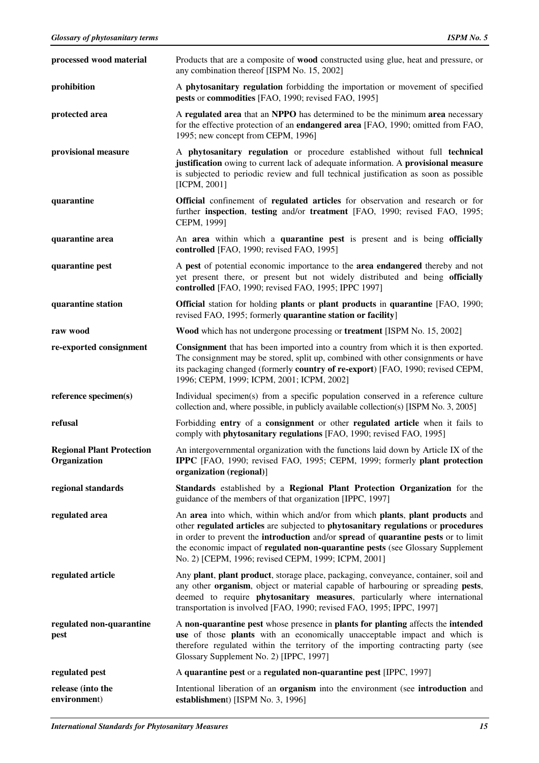| | |
|---|---|
| **processed wood material** | Products that are a composite of **wood** constructed using glue, heat and pressure, or any combination thereof [ISPM No. 15, 2002] |
| **prohibition** | A **phytosanitary regulation** forbidding the importation or movement of specified **pests** or **commodities** [FAO, 1990; revised FAO, 1995] |
| **protected area** | A **regulated area** that an **NPPO** has determined to be the minimum **area** necessary for the effective protection of an **endangered area** [FAO, 1990; omitted from FAO, 1995; new concept from CEPM, 1996] |
| **provisional measure** | A **phytosanitary regulation** or procedure established without full **technical justification** owing to current lack of adequate information. A **provisional measure** is subjected to periodic review and full technical justification as soon as possible [ICPM, 2001] |
| **quarantine** | **Official** confinement of **regulated articles** for observation and research or for further **inspection**, **testing** and/or **treatment** [FAO, 1990; revised FAO, 1995; CEPM, 1999] |
| **quarantine area** | An **area** within which a **quarantine pest** is present and is being **officially controlled** [FAO, 1990; revised FAO, 1995] |
| **quarantine pest** | A **pest** of potential economic importance to the **area endangered** thereby and not yet present there, or present but not widely distributed and being **officially controlled** [FAO, 1990; revised FAO, 1995; IPPC 1997] |
| **quarantine station** | **Official** station for holding **plants** or **plant products** in **quarantine** [FAO, 1990; revised FAO, 1995; formerly **quarantine station or facility**] |
| **raw wood** | **Wood** which has not undergone processing or **treatment** [ISPM No. 15, 2002] |
| **re-exported consignment** | **Consignment** that has been imported into a country from which it is then exported. The consignment may be stored, split up, combined with other consignments or have its packaging changed (formerly **country of re-export**) [FAO, 1990; revised CEPM, 1996; CEPM, 1999; ICPM, 2001; ICPM, 2002] |
| **reference specimen(s)** | Individual specimen(s) from a specific population conserved in a reference culture collection and, where possible, in publicly available collection(s) [ISPM No. 3, 2005] |
| **refusal** | Forbidding **entry** of a **consignment** or other **regulated article** when it fails to comply with **phytosanitary regulations** [FAO, 1990; revised FAO, 1995] |
| **Regional Plant Protection Organization** | An intergovernmental organization with the functions laid down by Article IX of the **IPPC** [FAO, 1990; revised FAO, 1995; CEPM, 1999; formerly **plant protection organization (regional)**] |
| **regional standards** | **Standards** established by a **Regional Plant Protection Organization** for the guidance of the members of that organization [IPPC, 1997] |
| **regulated area** | An **area** into which, within which and/or from which **plants**, **plant products** and other **regulated articles** are subjected to **phytosanitary regulations** or **procedures** in order to prevent the **introduction** and/or **spread** of **quarantine pests** or to limit the economic impact of **regulated non-quarantine pests** (see Glossary Supplement No. 2) [CEPM, 1996; revised CEPM, 1999; ICPM, 2001] |
| **regulated article** | Any **plant**, **plant product**, storage place, packaging, conveyance, container, soil and any other **organism**, object or material capable of harbouring or spreading **pests**, deemed to require **phytosanitary measures**, particularly where international transportation is involved [FAO, 1990; revised FAO, 1995; IPPC, 1997] |
| **regulated non-quarantine pest** | A **non-quarantine pest** whose presence in **plants for planting** affects the **intended use** of those **plants** with an economically unacceptable impact and which is therefore regulated within the territory of the importing contracting party (see Glossary Supplement No. 2) [IPPC, 1997] |
| **regulated pest** | A **quarantine pest** or a **regulated non-quarantine pest** [IPPC, 1997] |
| **release (into the environment)** | Intentional liberation of an **organism** into the environment (see **introduction** and **establishment**) [ISPM No. 3, 1996] |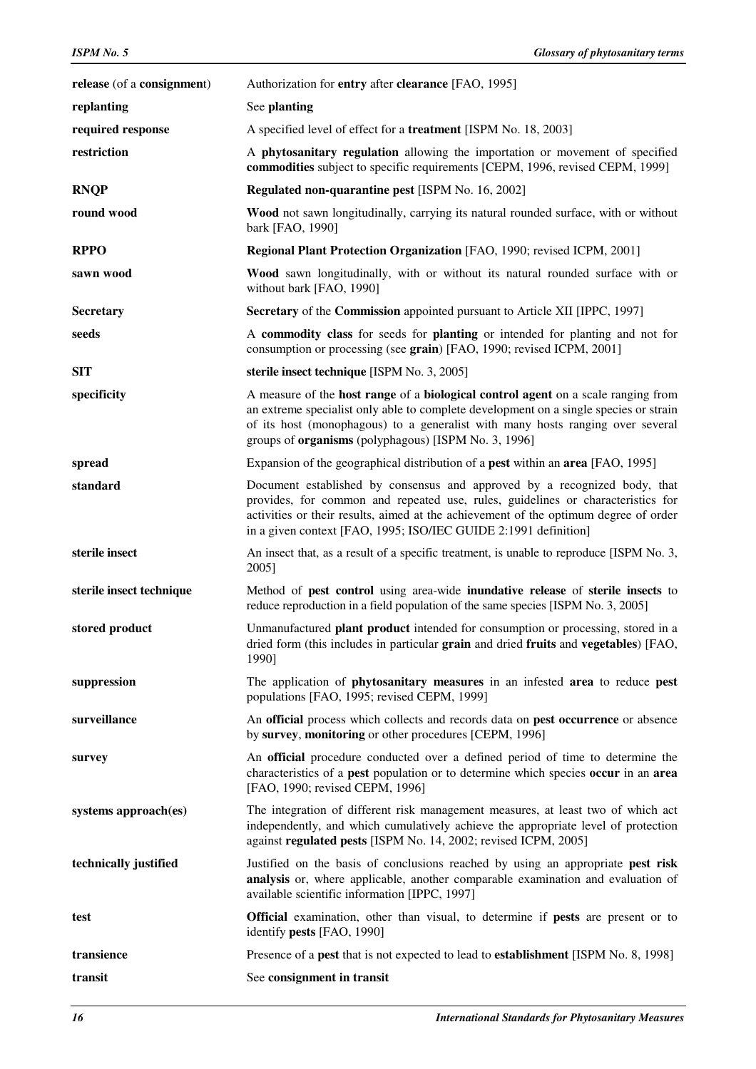| | |
|---|---|
| **release** (of a **consignment**) | Authorization for **entry** after **clearance** [FAO, 1995] |
| **replanting** | See **planting** |
| **required response** | A specified level of effect for a **treatment** [ISPM No. 18, 2003] |
| **restriction** | A **phytosanitary regulation** allowing the importation or movement of specified **commodities** subject to specific requirements [CEPM, 1996, revised CEPM, 1999] |
| **RNQP** | **Regulated non-quarantine pest** [ISPM No. 16, 2002] |
| **round wood** | **Wood** not sawn longitudinally, carrying its natural rounded surface, with or without bark [FAO, 1990] |
| **RPPO** | **Regional Plant Protection Organization** [FAO, 1990; revised ICPM, 2001] |
| **sawn wood** | **Wood** sawn longitudinally, with or without its natural rounded surface with or without bark [FAO, 1990] |
| **Secretary** | **Secretary** of the **Commission** appointed pursuant to Article XII [IPPC, 1997] |
| **seeds** | A **commodity class** for seeds for **planting** or intended for planting and not for consumption or processing (see **grain**) [FAO, 1990; revised ICPM, 2001] |
| **SIT** | **sterile insect technique** [ISPM No. 3, 2005] |
| **specificity** | A measure of the **host range** of a **biological control agent** on a scale ranging from an extreme specialist only able to complete development on a single species or strain of its host (monophagous) to a generalist with many hosts ranging over several groups of **organisms** (polyphagous) [ISPM No. 3, 1996] |
| **spread** | Expansion of the geographical distribution of a **pest** within an **area** [FAO, 1995] |
| **standard** | Document established by consensus and approved by a recognized body, that provides, for common and repeated use, rules, guidelines or characteristics for activities or their results, aimed at the achievement of the optimum degree of order in a given context [FAO, 1995; ISO/IEC GUIDE 2:1991 definition] |
| **sterile insect** | An insect that, as a result of a specific treatment, is unable to reproduce [ISPM No. 3, 2005] |
| **sterile insect technique** | Method of **pest control** using area-wide **inundative release** of **sterile insects** to reduce reproduction in a field population of the same species [ISPM No. 3, 2005] |
| **stored product** | Unmanufactured **plant product** intended for consumption or processing, stored in a dried form (this includes in particular **grain** and dried **fruits** and **vegetables**) [FAO, 1990] |
| **suppression** | The application of **phytosanitary measures** in an infested **area** to reduce **pest** populations [FAO, 1995; revised CEPM, 1999] |
| **surveillance** | An **official** process which collects and records data on **pest occurrence** or absence by **survey**, **monitoring** or other procedures [CEPM, 1996] |
| **survey** | An **official** procedure conducted over a defined period of time to determine the characteristics of a **pest** population or to determine which species **occur** in an **area** [FAO, 1990; revised CEPM, 1996] |
| **systems approach(es)** | The integration of different risk management measures, at least two of which act independently, and which cumulatively achieve the appropriate level of protection against **regulated pests** [ISPM No. 14, 2002; revised ICPM, 2005] |
| **technically justified** | Justified on the basis of conclusions reached by using an appropriate **pest risk analysis** or, where applicable, another comparable examination and evaluation of available scientific information [IPPC, 1997] |
| **test** | **Official** examination, other than visual, to determine if **pests** are present or to identify **pests** [FAO, 1990] |
| **transience** | Presence of a **pest** that is not expected to lead to **establishment** [ISPM No. 8, 1998] |
| **transit** | See **consignment in transit** |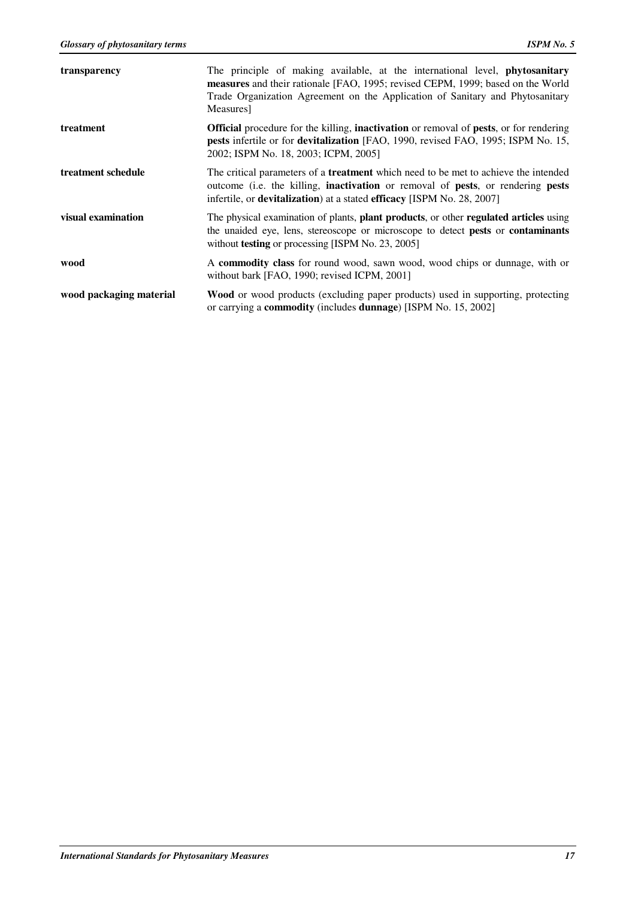| | |
|---|---|
| **transparency** | The principle of making available, at the international level, **phytosanitary measures** and their rationale [FAO, 1995; revised CEPM, 1999; based on the World Trade Organization Agreement on the Application of Sanitary and Phytosanitary Measures] |
| **treatment** | **Official** procedure for the killing, **inactivation** or removal of **pests**, or for rendering **pests** infertile or for **devitalization** [FAO, 1990, revised FAO, 1995; ISPM No. 15, 2002; ISPM No. 18, 2003; ICPM, 2005] |
| **treatment schedule** | The critical parameters of a **treatment** which need to be met to achieve the intended outcome (i.e. the killing, **inactivation** or removal of **pests**, or rendering **pests** infertile, or **devitalization**) at a stated **efficacy** [ISPM No. 28, 2007] |
| **visual examination** | The physical examination of plants, **plant products**, or other **regulated articles** using the unaided eye, lens, stereoscope or microscope to detect **pests** or **contaminants** without **testing** or processing [ISPM No. 23, 2005] |
| **wood** | A **commodity class** for round wood, sawn wood, wood chips or dunnage, with or without bark [FAO, 1990; revised ICPM, 2001] |
| **wood packaging material** | **Wood** or wood products (excluding paper products) used in supporting, protecting or carrying a **commodity** (includes **dunnage**) [ISPM No. 15, 2002] |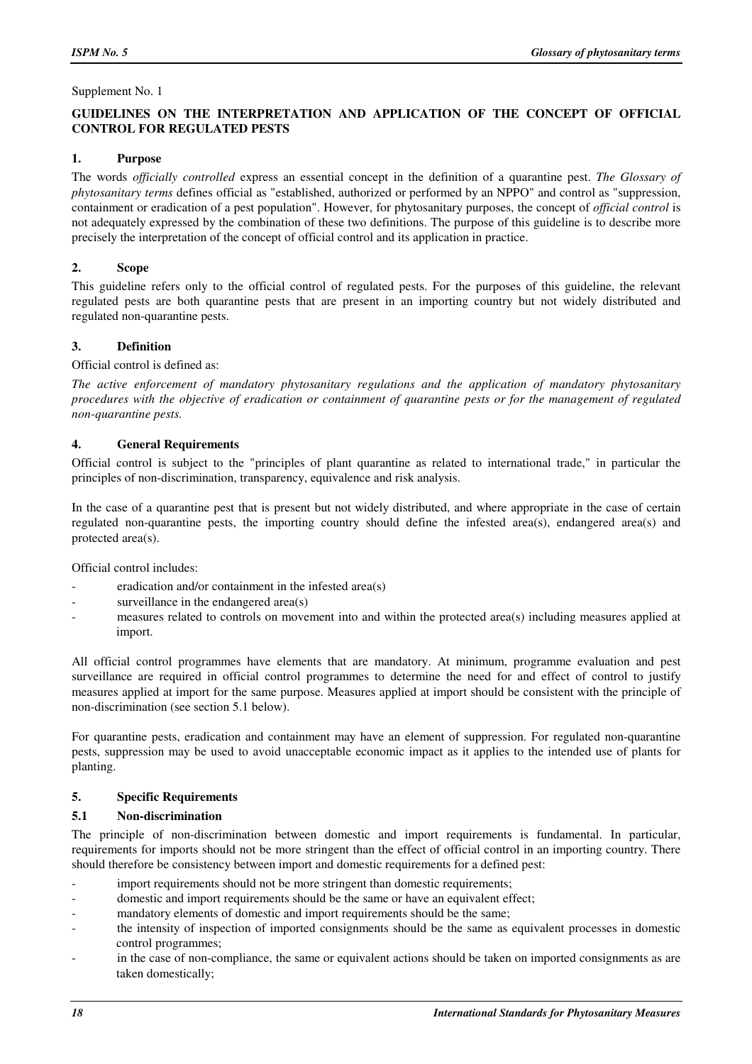Supplement No. 1

## GUIDELINES ON THE INTERPRETATION AND APPLICATION OF THE CONCEPT OF OFFICIAL CONTROL FOR REGULATED PESTS

### 1. Purpose

The words *officially controlled* express an essential concept in the definition of a quarantine pest. *The Glossary of phytosanitary terms* defines official as "established, authorized or performed by an NPPO" and control as "suppression, containment or eradication of a pest population". However, for phytosanitary purposes, the concept of *official control* is not adequately expressed by the combination of these two definitions. The purpose of this guideline is to describe more precisely the interpretation of the concept of official control and its application in practice.

### 2. Scope

This guideline refers only to the official control of regulated pests. For the purposes of this guideline, the relevant regulated pests are both quarantine pests that are present in an importing country but not widely distributed and regulated non-quarantine pests.

### 3. Definition

Official control is defined as:

*The active enforcement of mandatory phytosanitary regulations and the application of mandatory phytosanitary procedures with the objective of eradication or containment of quarantine pests or for the management of regulated non-quarantine pests.*

### 4. General Requirements

Official control is subject to the "principles of plant quarantine as related to international trade," in particular the principles of non-discrimination, transparency, equivalence and risk analysis.

In the case of a quarantine pest that is present but not widely distributed, and where appropriate in the case of certain regulated non-quarantine pests, the importing country should define the infested area(s), endangered area(s) and protected area(s).

Official control includes:

- eradication and/or containment in the infested area(s)
- surveillance in the endangered area(s)
- measures related to controls on movement into and within the protected area(s) including measures applied at import.

All official control programmes have elements that are mandatory. At minimum, programme evaluation and pest surveillance are required in official control programmes to determine the need for and effect of control to justify measures applied at import for the same purpose. Measures applied at import should be consistent with the principle of non-discrimination (see section 5.1 below).

For quarantine pests, eradication and containment may have an element of suppression. For regulated non-quarantine pests, suppression may be used to avoid unacceptable economic impact as it applies to the intended use of plants for planting.

### 5. Specific Requirements

#### 5.1 Non-discrimination

The principle of non-discrimination between domestic and import requirements is fundamental. In particular, requirements for imports should not be more stringent than the effect of official control in an importing country. There should therefore be consistency between import and domestic requirements for a defined pest:

- import requirements should not be more stringent than domestic requirements;
- domestic and import requirements should be the same or have an equivalent effect;
- mandatory elements of domestic and import requirements should be the same;
- the intensity of inspection of imported consignments should be the same as equivalent processes in domestic control programmes;
- in the case of non-compliance, the same or equivalent actions should be taken on imported consignments as are taken domestically;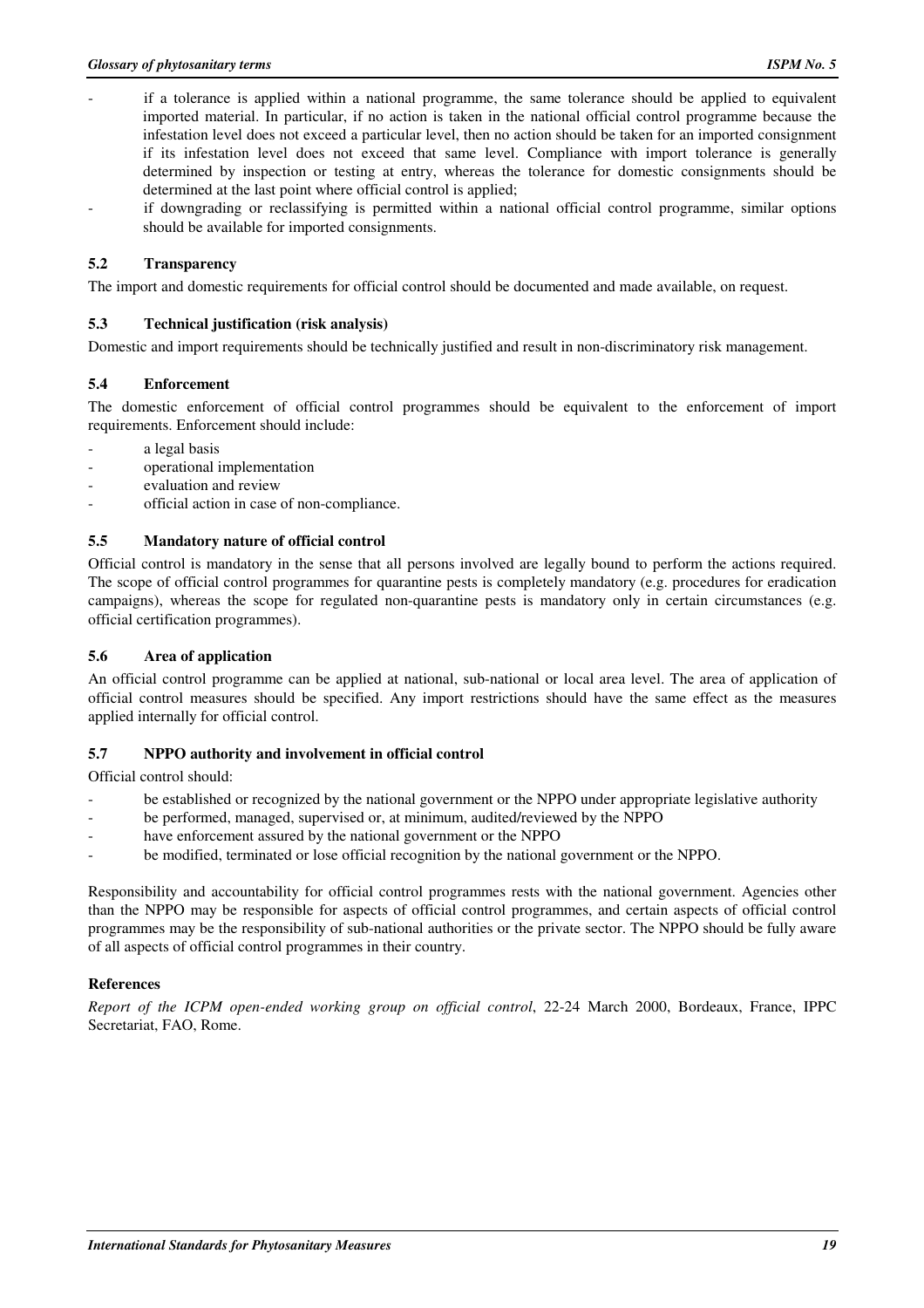- if a tolerance is applied within a national programme, the same tolerance should be applied to equivalent imported material. In particular, if no action is taken in the national official control programme because the infestation level does not exceed a particular level, then no action should be taken for an imported consignment if its infestation level does not exceed that same level. Compliance with import tolerance is generally determined by inspection or testing at entry, whereas the tolerance for domestic consignments should be determined at the last point where official control is applied;
- if downgrading or reclassifying is permitted within a national official control programme, similar options should be available for imported consignments.

### 5.2 Transparency

The import and domestic requirements for official control should be documented and made available, on request.

### 5.3 Technical justification (risk analysis)

Domestic and import requirements should be technically justified and result in non-discriminatory risk management.

### 5.4 Enforcement

The domestic enforcement of official control programmes should be equivalent to the enforcement of import requirements. Enforcement should include:

- a legal basis
- operational implementation
- evaluation and review
- official action in case of non-compliance.

### 5.5 Mandatory nature of official control

Official control is mandatory in the sense that all persons involved are legally bound to perform the actions required. The scope of official control programmes for quarantine pests is completely mandatory (e.g. procedures for eradication campaigns), whereas the scope for regulated non-quarantine pests is mandatory only in certain circumstances (e.g. official certification programmes).

### 5.6 Area of application

An official control programme can be applied at national, sub-national or local area level. The area of application of official control measures should be specified. Any import restrictions should have the same effect as the measures applied internally for official control.

### 5.7 NPPO authority and involvement in official control

Official control should:

- be established or recognized by the national government or the NPPO under appropriate legislative authority
- be performed, managed, supervised or, at minimum, audited/reviewed by the NPPO
- have enforcement assured by the national government or the NPPO
- be modified, terminated or lose official recognition by the national government or the NPPO.

Responsibility and accountability for official control programmes rests with the national government. Agencies other than the NPPO may be responsible for aspects of official control programmes, and certain aspects of official control programmes may be the responsibility of sub-national authorities or the private sector. The NPPO should be fully aware of all aspects of official control programmes in their country.

**References**

*Report of the ICPM open-ended working group on official control*, 22-24 March 2000, Bordeaux, France, IPPC Secretariat, FAO, Rome.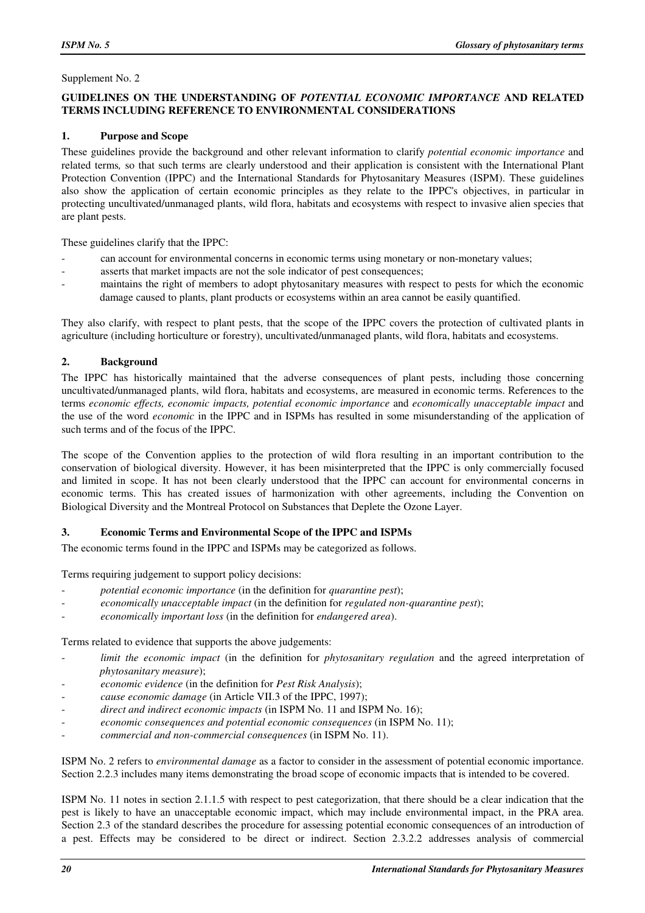Supplement No. 2

## GUIDELINES ON THE UNDERSTANDING OF *POTENTIAL ECONOMIC IMPORTANCE* AND RELATED TERMS INCLUDING REFERENCE TO ENVIRONMENTAL CONSIDERATIONS

### 1. Purpose and Scope

These guidelines provide the background and other relevant information to clarify *potential economic importance* and related terms*,* so that such terms are clearly understood and their application is consistent with the International Plant Protection Convention (IPPC) and the International Standards for Phytosanitary Measures (ISPM). These guidelines also show the application of certain economic principles as they relate to the IPPC's objectives, in particular in protecting uncultivated/unmanaged plants, wild flora, habitats and ecosystems with respect to invasive alien species that are plant pests.

These guidelines clarify that the IPPC:

- can account for environmental concerns in economic terms using monetary or non-monetary values;
- asserts that market impacts are not the sole indicator of pest consequences;
- maintains the right of members to adopt phytosanitary measures with respect to pests for which the economic damage caused to plants, plant products or ecosystems within an area cannot be easily quantified.

They also clarify, with respect to plant pests, that the scope of the IPPC covers the protection of cultivated plants in agriculture (including horticulture or forestry), uncultivated/unmanaged plants, wild flora, habitats and ecosystems.

### 2. Background

The IPPC has historically maintained that the adverse consequences of plant pests, including those concerning uncultivated/unmanaged plants, wild flora, habitats and ecosystems, are measured in economic terms. References to the terms *economic effects, economic impacts, potential economic importance* and *economically unacceptable impact* and the use of the word *economic* in the IPPC and in ISPMs has resulted in some misunderstanding of the application of such terms and of the focus of the IPPC.

The scope of the Convention applies to the protection of wild flora resulting in an important contribution to the conservation of biological diversity. However, it has been misinterpreted that the IPPC is only commercially focused and limited in scope. It has not been clearly understood that the IPPC can account for environmental concerns in economic terms. This has created issues of harmonization with other agreements, including the Convention on Biological Diversity and the Montreal Protocol on Substances that Deplete the Ozone Layer.

### 3. Economic Terms and Environmental Scope of the IPPC and ISPMs

The economic terms found in the IPPC and ISPMs may be categorized as follows.

Terms requiring judgement to support policy decisions:

- *potential economic importance* (in the definition for *quarantine pest*);
- *economically unacceptable impact* (in the definition for *regulated non-quarantine pest*);
- *economically important loss* (in the definition for *endangered area*).

Terms related to evidence that supports the above judgements:

- *limit the economic impact* (in the definition for *phytosanitary regulation* and the agreed interpretation of *phytosanitary measure*);
- *economic evidence* (in the definition for *Pest Risk Analysis*);
- *cause economic damage* (in Article VII.3 of the IPPC, 1997);
- *direct and indirect economic impacts* (in ISPM No. 11 and ISPM No. 16);
- *economic consequences and potential economic consequences* (in ISPM No. 11);
- *commercial and non-commercial consequences* (in ISPM No. 11).

ISPM No. 2 refers to *environmental damage* as a factor to consider in the assessment of potential economic importance. Section 2.2.3 includes many items demonstrating the broad scope of economic impacts that is intended to be covered.

ISPM No. 11 notes in section 2.1.1.5 with respect to pest categorization, that there should be a clear indication that the pest is likely to have an unacceptable economic impact, which may include environmental impact, in the PRA area. Section 2.3 of the standard describes the procedure for assessing potential economic consequences of an introduction of a pest. Effects may be considered to be direct or indirect. Section 2.3.2.2 addresses analysis of commercial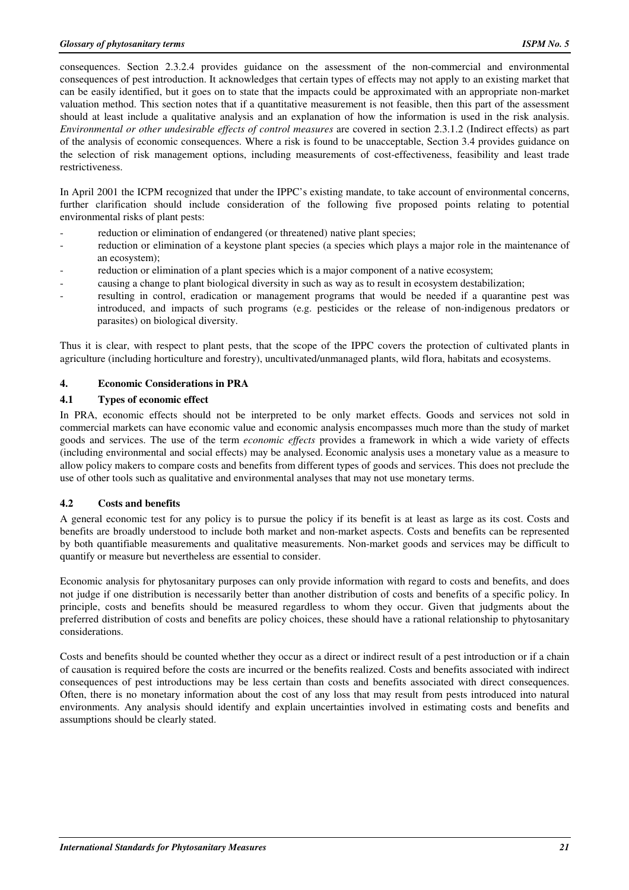consequences. Section 2.3.2.4 provides guidance on the assessment of the non-commercial and environmental consequences of pest introduction. It acknowledges that certain types of effects may not apply to an existing market that can be easily identified, but it goes on to state that the impacts could be approximated with an appropriate non-market valuation method. This section notes that if a quantitative measurement is not feasible, then this part of the assessment should at least include a qualitative analysis and an explanation of how the information is used in the risk analysis. *Environmental or other undesirable effects of control measures* are covered in section 2.3.1.2 (Indirect effects) as part of the analysis of economic consequences. Where a risk is found to be unacceptable, Section 3.4 provides guidance on the selection of risk management options, including measurements of cost-effectiveness, feasibility and least trade restrictiveness.

In April 2001 the ICPM recognized that under the IPPC's existing mandate, to take account of environmental concerns, further clarification should include consideration of the following five proposed points relating to potential environmental risks of plant pests:

- reduction or elimination of endangered (or threatened) native plant species;
- reduction or elimination of a keystone plant species (a species which plays a major role in the maintenance of an ecosystem);
- reduction or elimination of a plant species which is a major component of a native ecosystem;
- causing a change to plant biological diversity in such as way as to result in ecosystem destabilization;
- resulting in control, eradication or management programs that would be needed if a quarantine pest was introduced, and impacts of such programs (e.g. pesticides or the release of non-indigenous predators or parasites) on biological diversity.

Thus it is clear, with respect to plant pests, that the scope of the IPPC covers the protection of cultivated plants in agriculture (including horticulture and forestry), uncultivated/unmanaged plants, wild flora, habitats and ecosystems.

## 4. Economic Considerations in PRA

### 4.1 Types of economic effect

In PRA, economic effects should not be interpreted to be only market effects. Goods and services not sold in commercial markets can have economic value and economic analysis encompasses much more than the study of market goods and services. The use of the term *economic effects* provides a framework in which a wide variety of effects (including environmental and social effects) may be analysed. Economic analysis uses a monetary value as a measure to allow policy makers to compare costs and benefits from different types of goods and services. This does not preclude the use of other tools such as qualitative and environmental analyses that may not use monetary terms.

### 4.2 Costs and benefits

A general economic test for any policy is to pursue the policy if its benefit is at least as large as its cost. Costs and benefits are broadly understood to include both market and non-market aspects. Costs and benefits can be represented by both quantifiable measurements and qualitative measurements. Non-market goods and services may be difficult to quantify or measure but nevertheless are essential to consider.

Economic analysis for phytosanitary purposes can only provide information with regard to costs and benefits, and does not judge if one distribution is necessarily better than another distribution of costs and benefits of a specific policy. In principle, costs and benefits should be measured regardless to whom they occur. Given that judgments about the preferred distribution of costs and benefits are policy choices, these should have a rational relationship to phytosanitary considerations.

Costs and benefits should be counted whether they occur as a direct or indirect result of a pest introduction or if a chain of causation is required before the costs are incurred or the benefits realized. Costs and benefits associated with indirect consequences of pest introductions may be less certain than costs and benefits associated with direct consequences. Often, there is no monetary information about the cost of any loss that may result from pests introduced into natural environments. Any analysis should identify and explain uncertainties involved in estimating costs and benefits and assumptions should be clearly stated.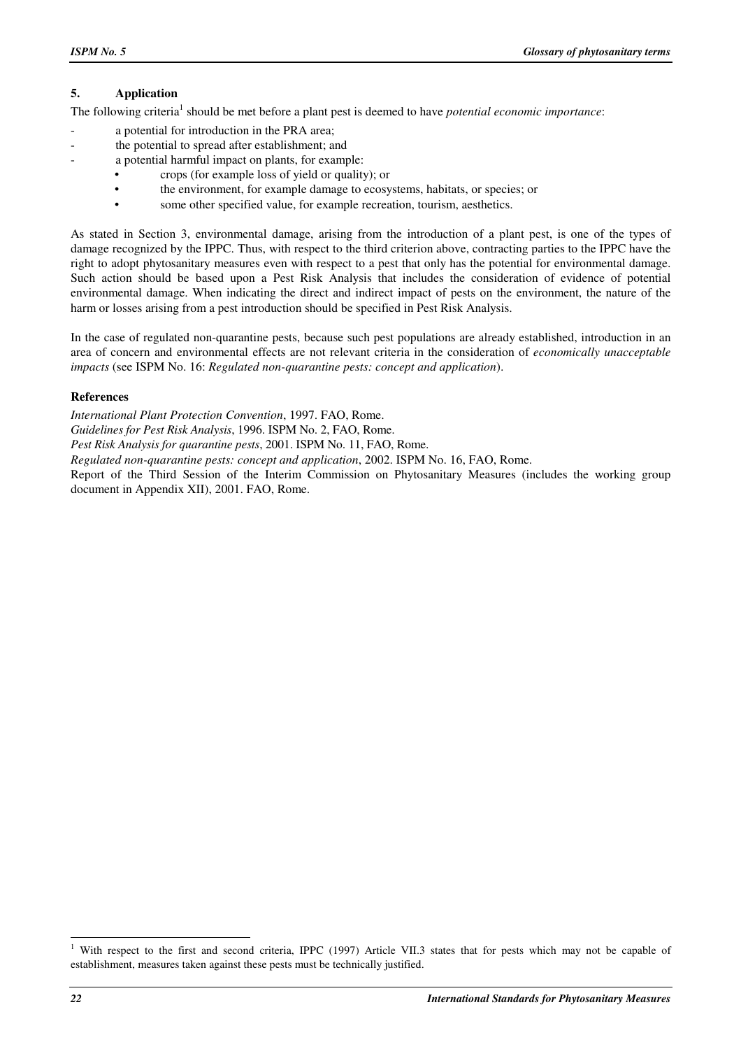## 5. Application

The following criteria[1] should be met before a plant pest is deemed to have *potential economic importance*:

- a potential for introduction in the PRA area;
- the potential to spread after establishment; and
- a potential harmful impact on plants, for example:
  - crops (for example loss of yield or quality); or
  - the environment, for example damage to ecosystems, habitats, or species; or
  - some other specified value, for example recreation, tourism, aesthetics.

As stated in Section 3, environmental damage, arising from the introduction of a plant pest, is one of the types of damage recognized by the IPPC. Thus, with respect to the third criterion above, contracting parties to the IPPC have the right to adopt phytosanitary measures even with respect to a pest that only has the potential for environmental damage. Such action should be based upon a Pest Risk Analysis that includes the consideration of evidence of potential environmental damage. When indicating the direct and indirect impact of pests on the environment, the nature of the harm or losses arising from a pest introduction should be specified in Pest Risk Analysis.

In the case of regulated non-quarantine pests, because such pest populations are already established, introduction in an area of concern and environmental effects are not relevant criteria in the consideration of *economically unacceptable impacts* (see ISPM No. 16: *Regulated non-quarantine pests: concept and application*).

### References

*International Plant Protection Convention*, 1997. FAO, Rome.

*Guidelines for Pest Risk Analysis*, 1996. ISPM No. 2, FAO, Rome.

*Pest Risk Analysis for quarantine pests*, 2001. ISPM No. 11, FAO, Rome.

*Regulated non-quarantine pests: concept and application*, 2002. ISPM No. 16, FAO, Rome.

Report of the Third Session of the Interim Commission on Phytosanitary Measures (includes the working group document in Appendix XII), 2001. FAO, Rome.

---

[1] With respect to the first and second criteria, IPPC (1997) Article VII.3 states that for pests which may not be capable of establishment, measures taken against these pests must be technically justified.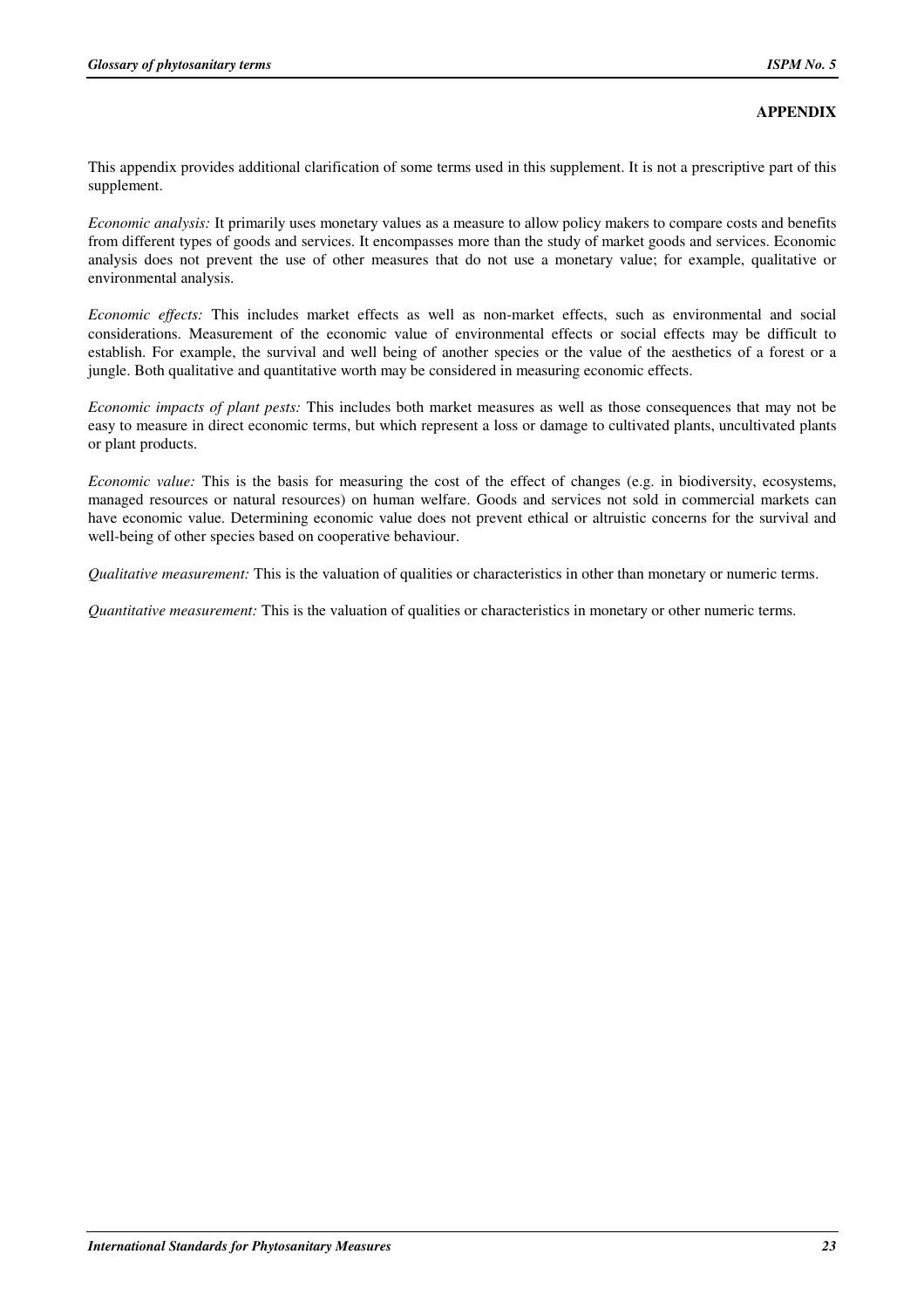## APPENDIX

This appendix provides additional clarification of some terms used in this supplement. It is not a prescriptive part of this supplement.

*Economic analysis:* It primarily uses monetary values as a measure to allow policy makers to compare costs and benefits from different types of goods and services. It encompasses more than the study of market goods and services. Economic analysis does not prevent the use of other measures that do not use a monetary value; for example, qualitative or environmental analysis.

*Economic effects:* This includes market effects as well as non-market effects, such as environmental and social considerations. Measurement of the economic value of environmental effects or social effects may be difficult to establish. For example, the survival and well being of another species or the value of the aesthetics of a forest or a jungle. Both qualitative and quantitative worth may be considered in measuring economic effects.

*Economic impacts of plant pests:* This includes both market measures as well as those consequences that may not be easy to measure in direct economic terms, but which represent a loss or damage to cultivated plants, uncultivated plants or plant products.

*Economic value:* This is the basis for measuring the cost of the effect of changes (e.g. in biodiversity, ecosystems, managed resources or natural resources) on human welfare. Goods and services not sold in commercial markets can have economic value. Determining economic value does not prevent ethical or altruistic concerns for the survival and well-being of other species based on cooperative behaviour.

*Qualitative measurement:* This is the valuation of qualities or characteristics in other than monetary or numeric terms.

*Quantitative measurement:* This is the valuation of qualities or characteristics in monetary or other numeric terms.